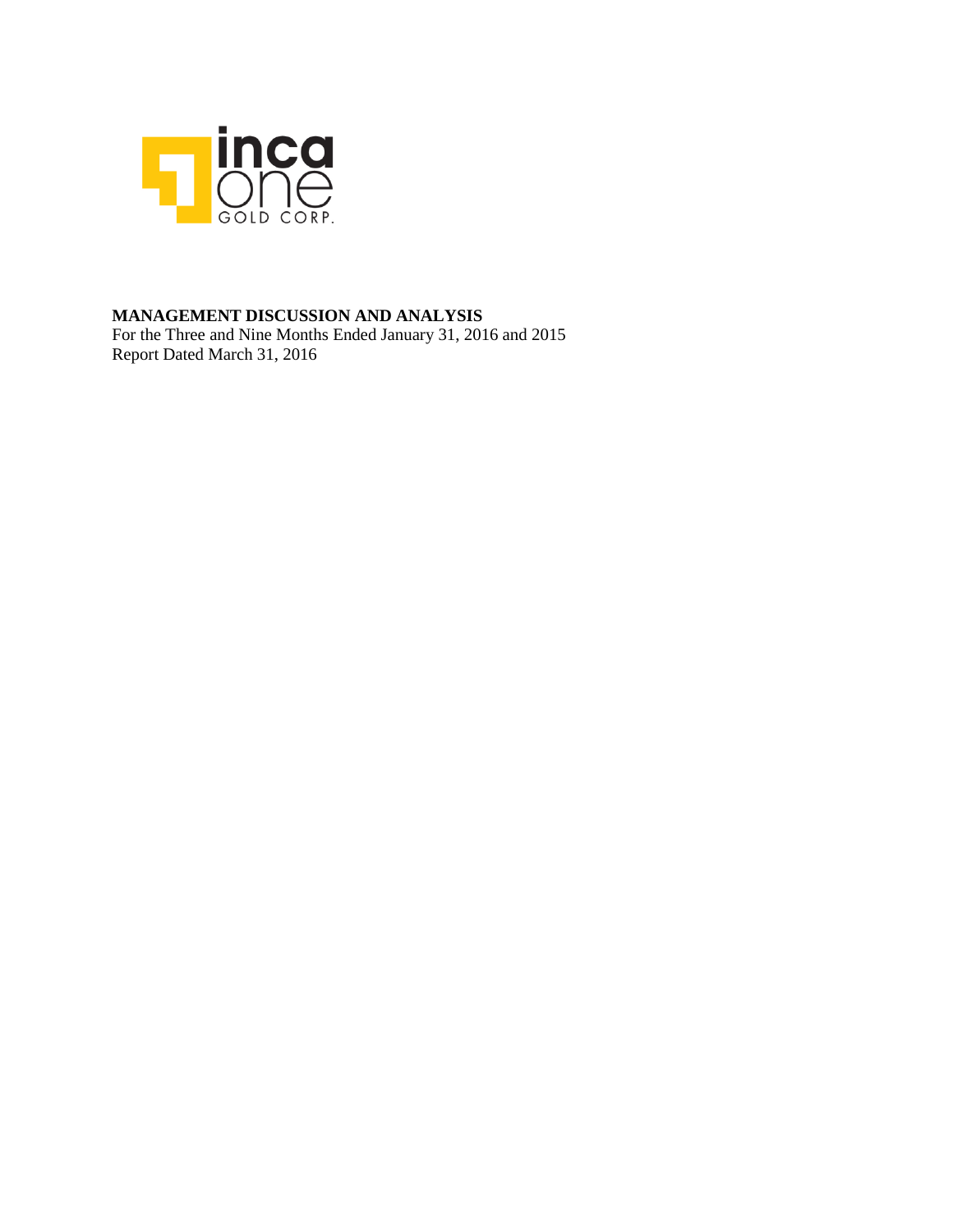inca one GOLD CORP.

**MANAGEMENT DISCUSSION AND ANALYSIS**

For the Three and Nine Months Ended January 31, 2016 and 2015

Report Dated March 31, 2016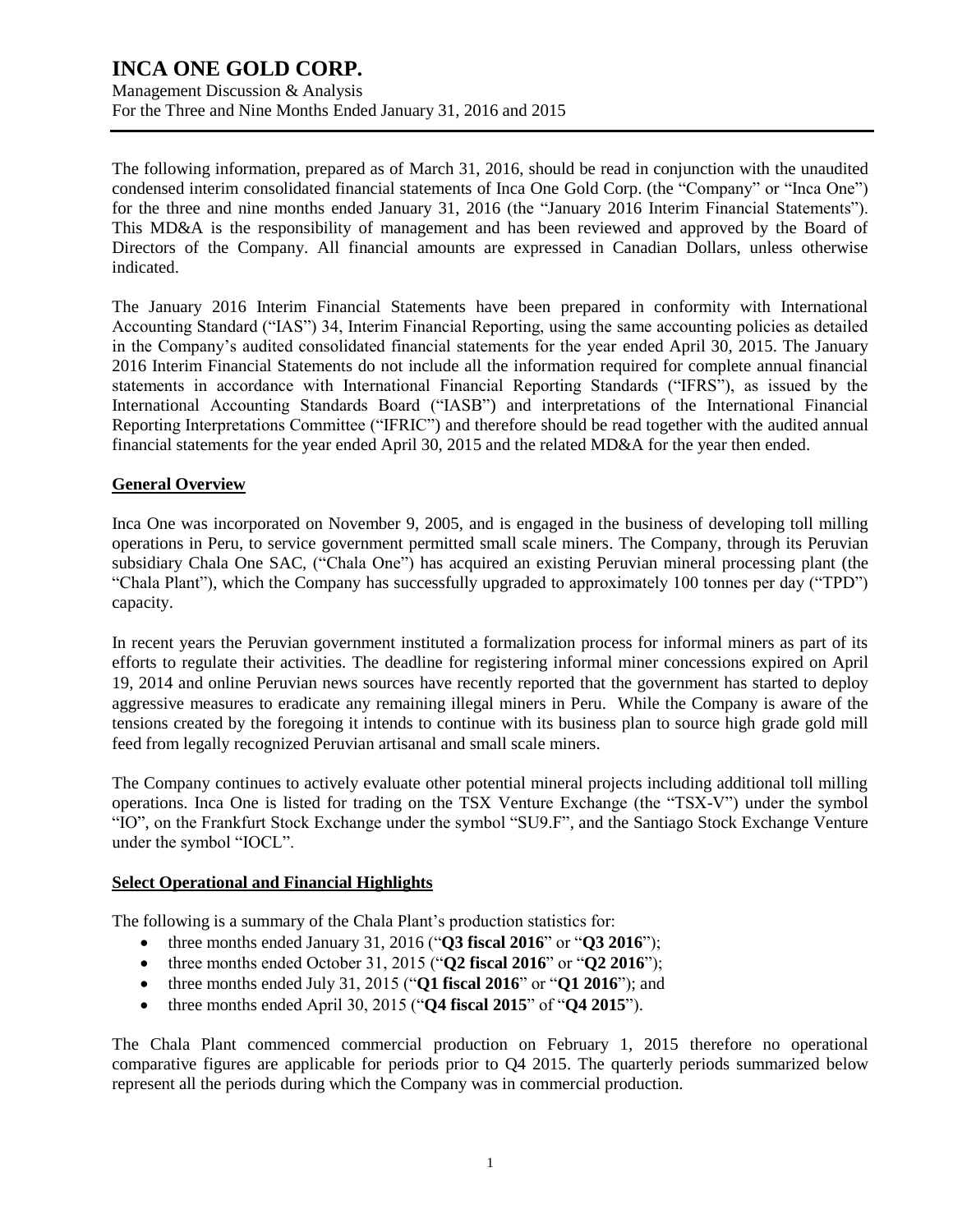The following information, prepared as of March 31, 2016, should be read in conjunction with the unaudited condensed interim consolidated financial statements of Inca One Gold Corp. (the "Company" or "Inca One") for the three and nine months ended January 31, 2016 (the "January 2016 Interim Financial Statements"). This MD&A is the responsibility of management and has been reviewed and approved by the Board of Directors of the Company. All financial amounts are expressed in Canadian Dollars, unless otherwise indicated.

The January 2016 Interim Financial Statements have been prepared in conformity with International Accounting Standard ("IAS") 34, Interim Financial Reporting, using the same accounting policies as detailed in the Company's audited consolidated financial statements for the year ended April 30, 2015. The January 2016 Interim Financial Statements do not include all the information required for complete annual financial statements in accordance with International Financial Reporting Standards ("IFRS"), as issued by the International Accounting Standards Board ("IASB") and interpretations of the International Financial Reporting Interpretations Committee ("IFRIC") and therefore should be read together with the audited annual financial statements for the year ended April 30, 2015 and the related MD&A for the year then ended.

## General Overview

Inca One was incorporated on November 9, 2005, and is engaged in the business of developing toll milling operations in Peru, to service government permitted small scale miners. The Company, through its Peruvian subsidiary Chala One SAC, ("Chala One") has acquired an existing Peruvian mineral processing plant (the "Chala Plant"), which the Company has successfully upgraded to approximately 100 tonnes per day ("TPD") capacity.

In recent years the Peruvian government instituted a formalization process for informal miners as part of its efforts to regulate their activities. The deadline for registering informal miner concessions expired on April 19, 2014 and online Peruvian news sources have recently reported that the government has started to deploy aggressive measures to eradicate any remaining illegal miners in Peru. While the Company is aware of the tensions created by the foregoing it intends to continue with its business plan to source high grade gold mill feed from legally recognized Peruvian artisanal and small scale miners.

The Company continues to actively evaluate other potential mineral projects including additional toll milling operations. Inca One is listed for trading on the TSX Venture Exchange (the "TSX-V") under the symbol "IO", on the Frankfurt Stock Exchange under the symbol "SU9.F", and the Santiago Stock Exchange Venture under the symbol "IOCL".

## Select Operational and Financial Highlights

The following is a summary of the Chala Plant's production statistics for:

- three months ended January 31, 2016 ("**Q3 fiscal 2016**" or "**Q3 2016**");
- three months ended October 31, 2015 ("**Q2 fiscal 2016**" or "**Q2 2016**");
- three months ended July 31, 2015 ("**Q1 fiscal 2016**" or "**Q1 2016**"); and
- three months ended April 30, 2015 ("**Q4 fiscal 2015**" of "**Q4 2015**").

The Chala Plant commenced commercial production on February 1, 2015 therefore no operational comparative figures are applicable for periods prior to Q4 2015. The quarterly periods summarized below represent all the periods during which the Company was in commercial production.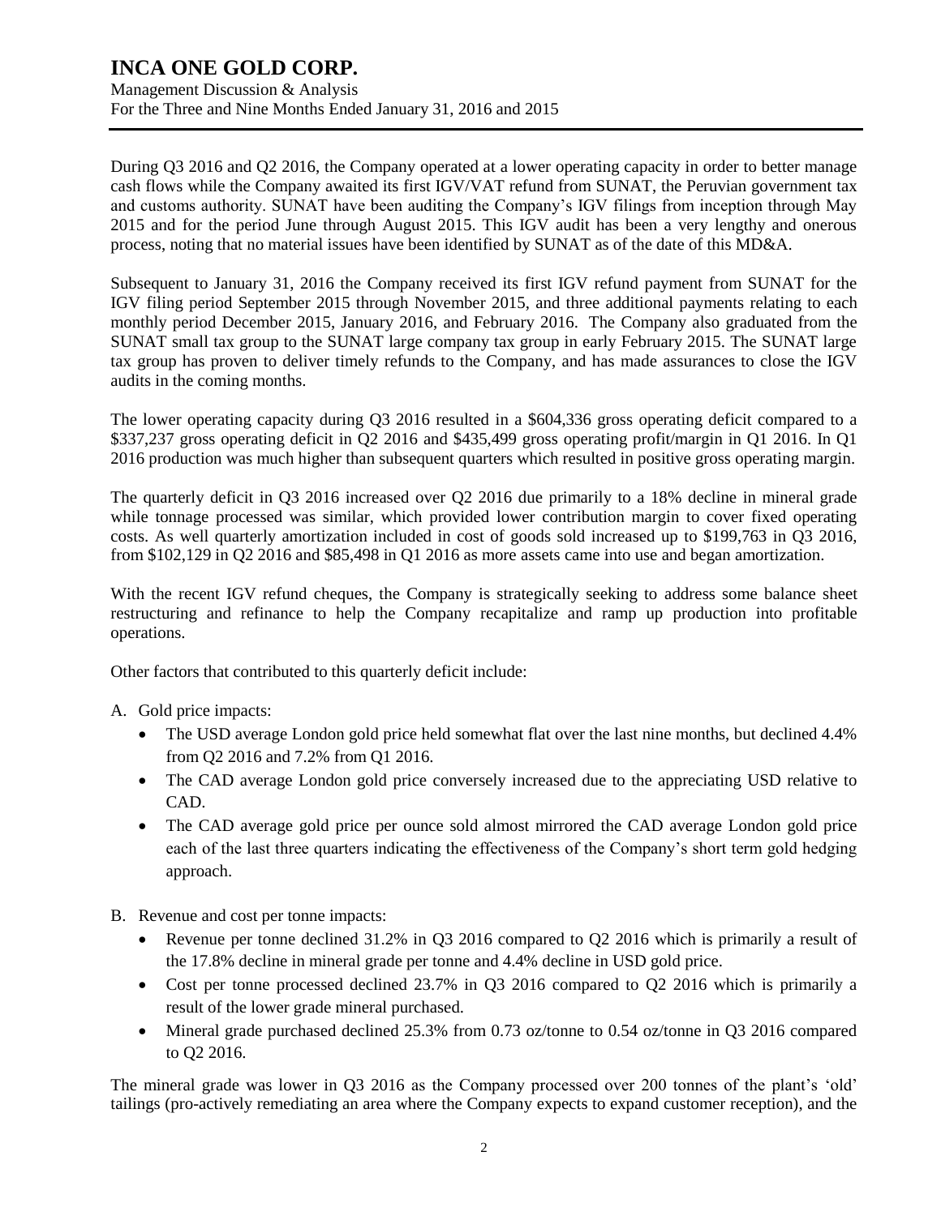During Q3 2016 and Q2 2016, the Company operated at a lower operating capacity in order to better manage cash flows while the Company awaited its first IGV/VAT refund from SUNAT, the Peruvian government tax and customs authority. SUNAT have been auditing the Company's IGV filings from inception through May 2015 and for the period June through August 2015. This IGV audit has been a very lengthy and onerous process, noting that no material issues have been identified by SUNAT as of the date of this MD&A.

Subsequent to January 31, 2016 the Company received its first IGV refund payment from SUNAT for the IGV filing period September 2015 through November 2015, and three additional payments relating to each monthly period December 2015, January 2016, and February 2016. The Company also graduated from the SUNAT small tax group to the SUNAT large company tax group in early February 2015. The SUNAT large tax group has proven to deliver timely refunds to the Company, and has made assurances to close the IGV audits in the coming months.

The lower operating capacity during Q3 2016 resulted in a $604,336 gross operating deficit compared to a $337,237 gross operating deficit in Q2 2016 and $435,499 gross operating profit/margin in Q1 2016. In Q1 2016 production was much higher than subsequent quarters which resulted in positive gross operating margin.

The quarterly deficit in Q3 2016 increased over Q2 2016 due primarily to a 18% decline in mineral grade while tonnage processed was similar, which provided lower contribution margin to cover fixed operating costs. As well quarterly amortization included in cost of goods sold increased up to $199,763 in Q3 2016, from $102,129 in Q2 2016 and $85,498 in Q1 2016 as more assets came into use and began amortization.

With the recent IGV refund cheques, the Company is strategically seeking to address some balance sheet restructuring and refinance to help the Company recapitalize and ramp up production into profitable operations.

Other factors that contributed to this quarterly deficit include:

A. Gold price impacts:
   - The USD average London gold price held somewhat flat over the last nine months, but declined 4.4% from Q2 2016 and 7.2% from Q1 2016.
   - The CAD average London gold price conversely increased due to the appreciating USD relative to CAD.
   - The CAD average gold price per ounce sold almost mirrored the CAD average London gold price each of the last three quarters indicating the effectiveness of the Company's short term gold hedging approach.

B. Revenue and cost per tonne impacts:
   - Revenue per tonne declined 31.2% in Q3 2016 compared to Q2 2016 which is primarily a result of the 17.8% decline in mineral grade per tonne and 4.4% decline in USD gold price.
   - Cost per tonne processed declined 23.7% in Q3 2016 compared to Q2 2016 which is primarily a result of the lower grade mineral purchased.
   - Mineral grade purchased declined 25.3% from 0.73 oz/tonne to 0.54 oz/tonne in Q3 2016 compared to Q2 2016.

The mineral grade was lower in Q3 2016 as the Company processed over 200 tonnes of the plant's 'old' tailings (pro-actively remediating an area where the Company expects to expand customer reception), and the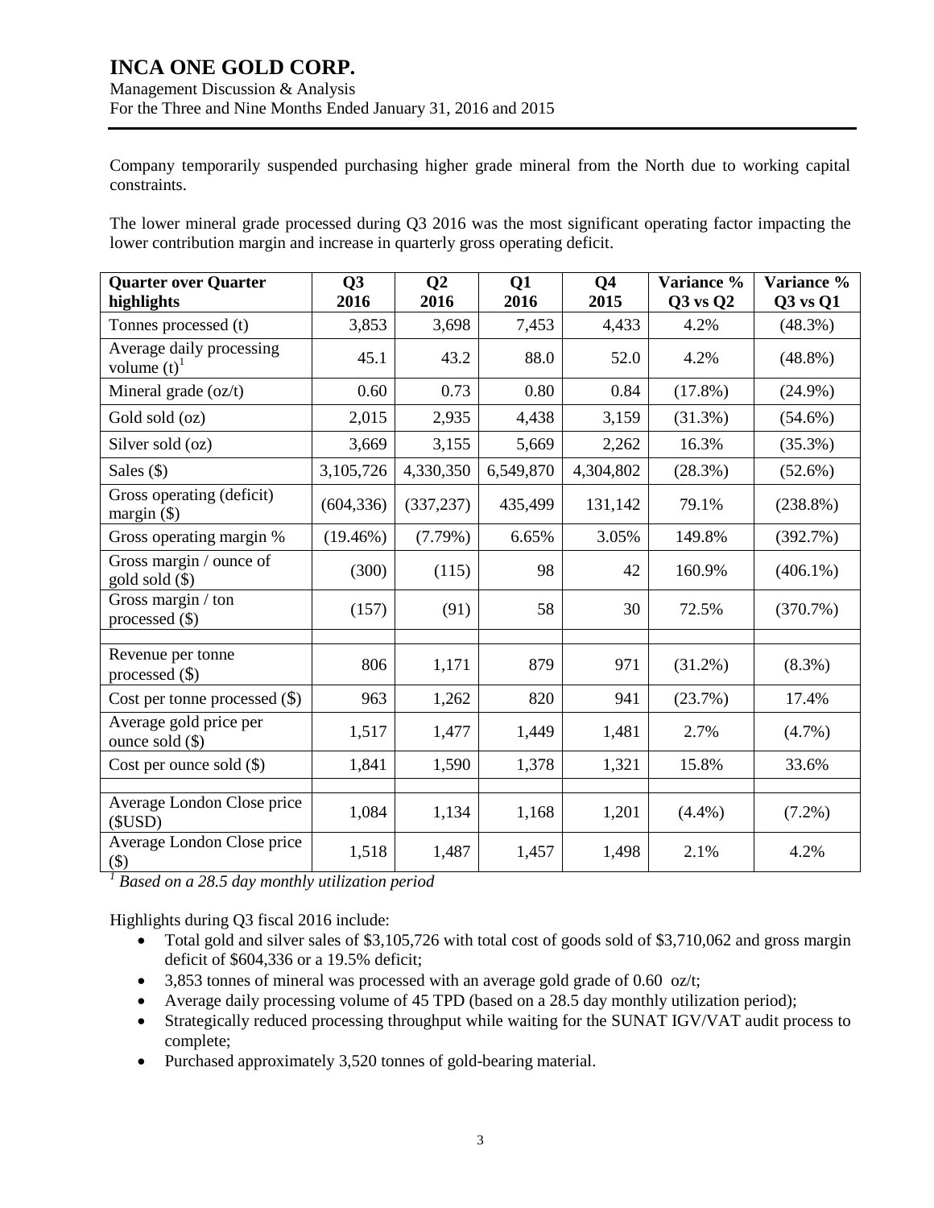Company temporarily suspended purchasing higher grade mineral from the North due to working capital constraints.

The lower mineral grade processed during Q3 2016 was the most significant operating factor impacting the lower contribution margin and increase in quarterly gross operating deficit.

| Quarter over Quarter highlights | Q3 2016 | Q2 2016 | Q1 2016 | Q4 2015 | Variance % Q3 vs Q2 | Variance % Q3 vs Q1 |
|---|---|---|---|---|---|---|
| Tonnes processed (t) | 3,853 | 3,698 | 7,453 | 4,433 | 4.2% | (48.3%) |
| Average daily processing volume (t)[1] | 45.1 | 43.2 | 88.0 | 52.0 | 4.2% | (48.8%) |
| Mineral grade (oz/t) | 0.60 | 0.73 | 0.80 | 0.84 | (17.8%) | (24.9%) |
| Gold sold (oz) | 2,015 | 2,935 | 4,438 | 3,159 | (31.3%) | (54.6%) |
| Silver sold (oz) | 3,669 | 3,155 | 5,669 | 2,262 | 16.3% | (35.3%) |
| Sales ($) | 3,105,726 | 4,330,350 | 6,549,870 | 4,304,802 | (28.3%) | (52.6%) |
| Gross operating (deficit) margin ($) | (604,336) | (337,237) | 435,499 | 131,142 | 79.1% | (238.8%) |
| Gross operating margin % | (19.46%) | (7.79%) | 6.65% | 3.05% | 149.8% | (392.7%) |
| Gross margin / ounce of gold sold ($) | (300) | (115) | 98 | 42 | 160.9% | (406.1%) |
| Gross margin / ton processed ($) | (157) | (91) | 58 | 30 | 72.5% | (370.7%) |
| | | | | | | |
| Revenue per tonne processed ($) | 806 | 1,171 | 879 | 971 | (31.2%) | (8.3%) |
| Cost per tonne processed ($) | 963 | 1,262 | 820 | 941 | (23.7%) | 17.4% |
| Average gold price per ounce sold ($) | 1,517 | 1,477 | 1,449 | 1,481 | 2.7% | (4.7%) |
| Cost per ounce sold ($) | 1,841 | 1,590 | 1,378 | 1,321 | 15.8% | 33.6% |
| | | | | | | |
| Average London Close price ($USD) | 1,084 | 1,134 | 1,168 | 1,201 | (4.4%) | (7.2%) |
| Average London Close price ($) | 1,518 | 1,487 | 1,457 | 1,498 | 2.1% | 4.2% |

*[1] Based on a 28.5 day monthly utilization period*

Highlights during Q3 fiscal 2016 include:

- Total gold and silver sales of $3,105,726 with total cost of goods sold of $3,710,062 and gross margin deficit of $604,336 or a 19.5% deficit;
- 3,853 tonnes of mineral was processed with an average gold grade of 0.60 oz/t;
- Average daily processing volume of 45 TPD (based on a 28.5 day monthly utilization period);
- Strategically reduced processing throughput while waiting for the SUNAT IGV/VAT audit process to complete;
- Purchased approximately 3,520 tonnes of gold-bearing material.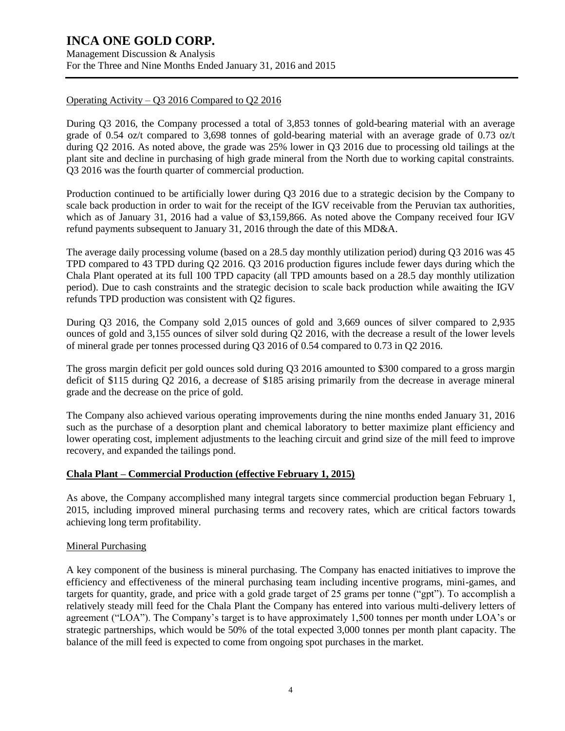Operating Activity – Q3 2016 Compared to Q2 2016

During Q3 2016, the Company processed a total of 3,853 tonnes of gold-bearing material with an average grade of 0.54 oz/t compared to 3,698 tonnes of gold-bearing material with an average grade of 0.73 oz/t during Q2 2016. As noted above, the grade was 25% lower in Q3 2016 due to processing old tailings at the plant site and decline in purchasing of high grade mineral from the North due to working capital constraints. Q3 2016 was the fourth quarter of commercial production.

Production continued to be artificially lower during Q3 2016 due to a strategic decision by the Company to scale back production in order to wait for the receipt of the IGV receivable from the Peruvian tax authorities, which as of January 31, 2016 had a value of $3,159,866. As noted above the Company received four IGV refund payments subsequent to January 31, 2016 through the date of this MD&A.

The average daily processing volume (based on a 28.5 day monthly utilization period) during Q3 2016 was 45 TPD compared to 43 TPD during Q2 2016. Q3 2016 production figures include fewer days during which the Chala Plant operated at its full 100 TPD capacity (all TPD amounts based on a 28.5 day monthly utilization period). Due to cash constraints and the strategic decision to scale back production while awaiting the IGV refunds TPD production was consistent with Q2 figures.

During Q3 2016, the Company sold 2,015 ounces of gold and 3,669 ounces of silver compared to 2,935 ounces of gold and 3,155 ounces of silver sold during Q2 2016, with the decrease a result of the lower levels of mineral grade per tonnes processed during Q3 2016 of 0.54 compared to 0.73 in Q2 2016.

The gross margin deficit per gold ounces sold during Q3 2016 amounted to $300 compared to a gross margin deficit of $115 during Q2 2016, a decrease of $185 arising primarily from the decrease in average mineral grade and the decrease on the price of gold.

The Company also achieved various operating improvements during the nine months ended January 31, 2016 such as the purchase of a desorption plant and chemical laboratory to better maximize plant efficiency and lower operating cost, implement adjustments to the leaching circuit and grind size of the mill feed to improve recovery, and expanded the tailings pond.

## Chala Plant – Commercial Production (effective February 1, 2015)

As above, the Company accomplished many integral targets since commercial production began February 1, 2015, including improved mineral purchasing terms and recovery rates, which are critical factors towards achieving long term profitability.

### Mineral Purchasing

A key component of the business is mineral purchasing. The Company has enacted initiatives to improve the efficiency and effectiveness of the mineral purchasing team including incentive programs, mini-games, and targets for quantity, grade, and price with a gold grade target of 25 grams per tonne ("gpt"). To accomplish a relatively steady mill feed for the Chala Plant the Company has entered into various multi-delivery letters of agreement ("LOA"). The Company's target is to have approximately 1,500 tonnes per month under LOA's or strategic partnerships, which would be 50% of the total expected 3,000 tonnes per month plant capacity. The balance of the mill feed is expected to come from ongoing spot purchases in the market.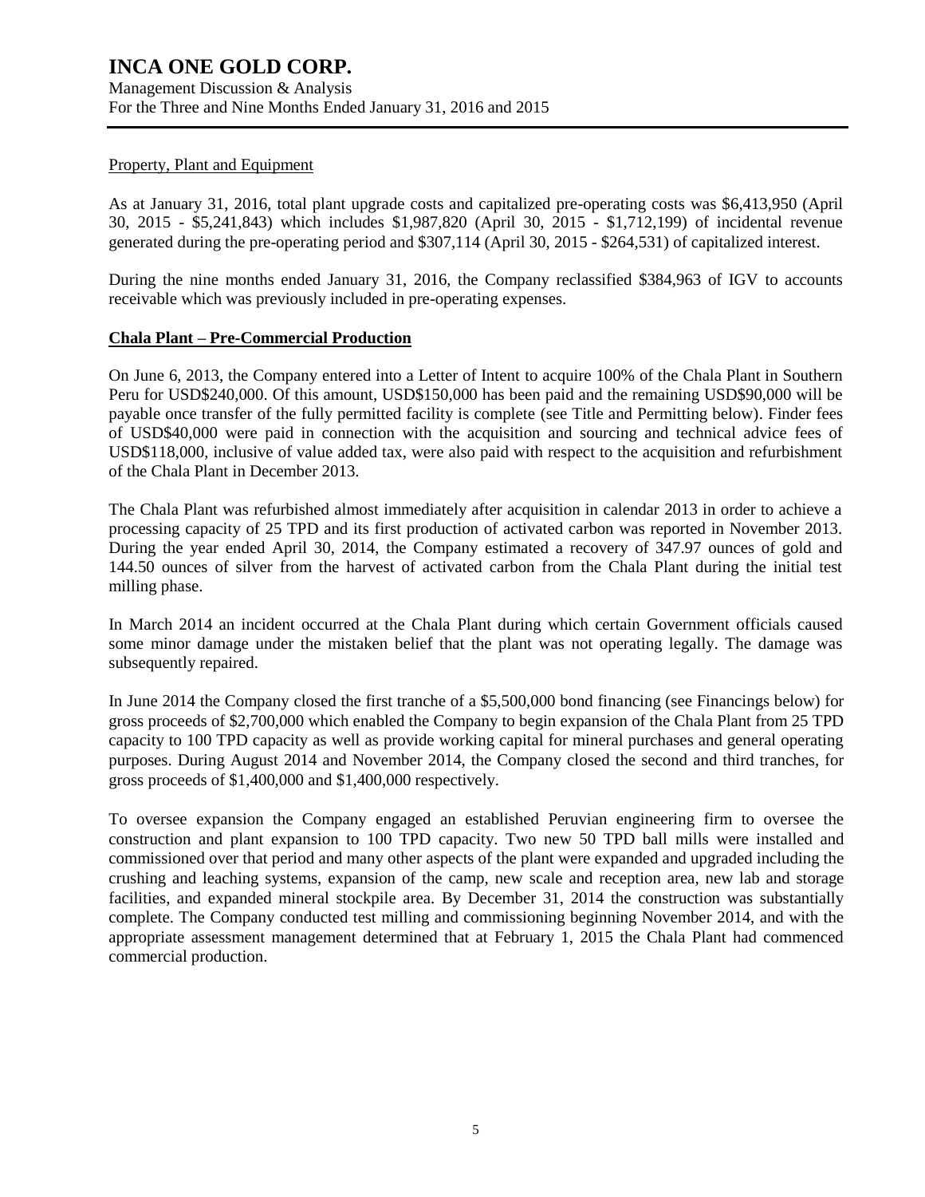#### Property, Plant and Equipment

As at January 31, 2016, total plant upgrade costs and capitalized pre-operating costs was $6,413,950 (April 30, 2015 - $5,241,843) which includes $1,987,820 (April 30, 2015 - $1,712,199) of incidental revenue generated during the pre-operating period and $307,114 (April 30, 2015 - $264,531) of capitalized interest.

During the nine months ended January 31, 2016, the Company reclassified $384,963 of IGV to accounts receivable which was previously included in pre-operating expenses.

## Chala Plant – Pre-Commercial Production

On June 6, 2013, the Company entered into a Letter of Intent to acquire 100% of the Chala Plant in Southern Peru for USD$240,000. Of this amount, USD$150,000 has been paid and the remaining USD$90,000 will be payable once transfer of the fully permitted facility is complete (see Title and Permitting below). Finder fees of USD$40,000 were paid in connection with the acquisition and sourcing and technical advice fees of USD$118,000, inclusive of value added tax, were also paid with respect to the acquisition and refurbishment of the Chala Plant in December 2013.

The Chala Plant was refurbished almost immediately after acquisition in calendar 2013 in order to achieve a processing capacity of 25 TPD and its first production of activated carbon was reported in November 2013. During the year ended April 30, 2014, the Company estimated a recovery of 347.97 ounces of gold and 144.50 ounces of silver from the harvest of activated carbon from the Chala Plant during the initial test milling phase.

In March 2014 an incident occurred at the Chala Plant during which certain Government officials caused some minor damage under the mistaken belief that the plant was not operating legally. The damage was subsequently repaired.

In June 2014 the Company closed the first tranche of a $5,500,000 bond financing (see Financings below) for gross proceeds of $2,700,000 which enabled the Company to begin expansion of the Chala Plant from 25 TPD capacity to 100 TPD capacity as well as provide working capital for mineral purchases and general operating purposes. During August 2014 and November 2014, the Company closed the second and third tranches, for gross proceeds of $1,400,000 and $1,400,000 respectively.

To oversee expansion the Company engaged an established Peruvian engineering firm to oversee the construction and plant expansion to 100 TPD capacity. Two new 50 TPD ball mills were installed and commissioned over that period and many other aspects of the plant were expanded and upgraded including the crushing and leaching systems, expansion of the camp, new scale and reception area, new lab and storage facilities, and expanded mineral stockpile area. By December 31, 2014 the construction was substantially complete. The Company conducted test milling and commissioning beginning November 2014, and with the appropriate assessment management determined that at February 1, 2015 the Chala Plant had commenced commercial production.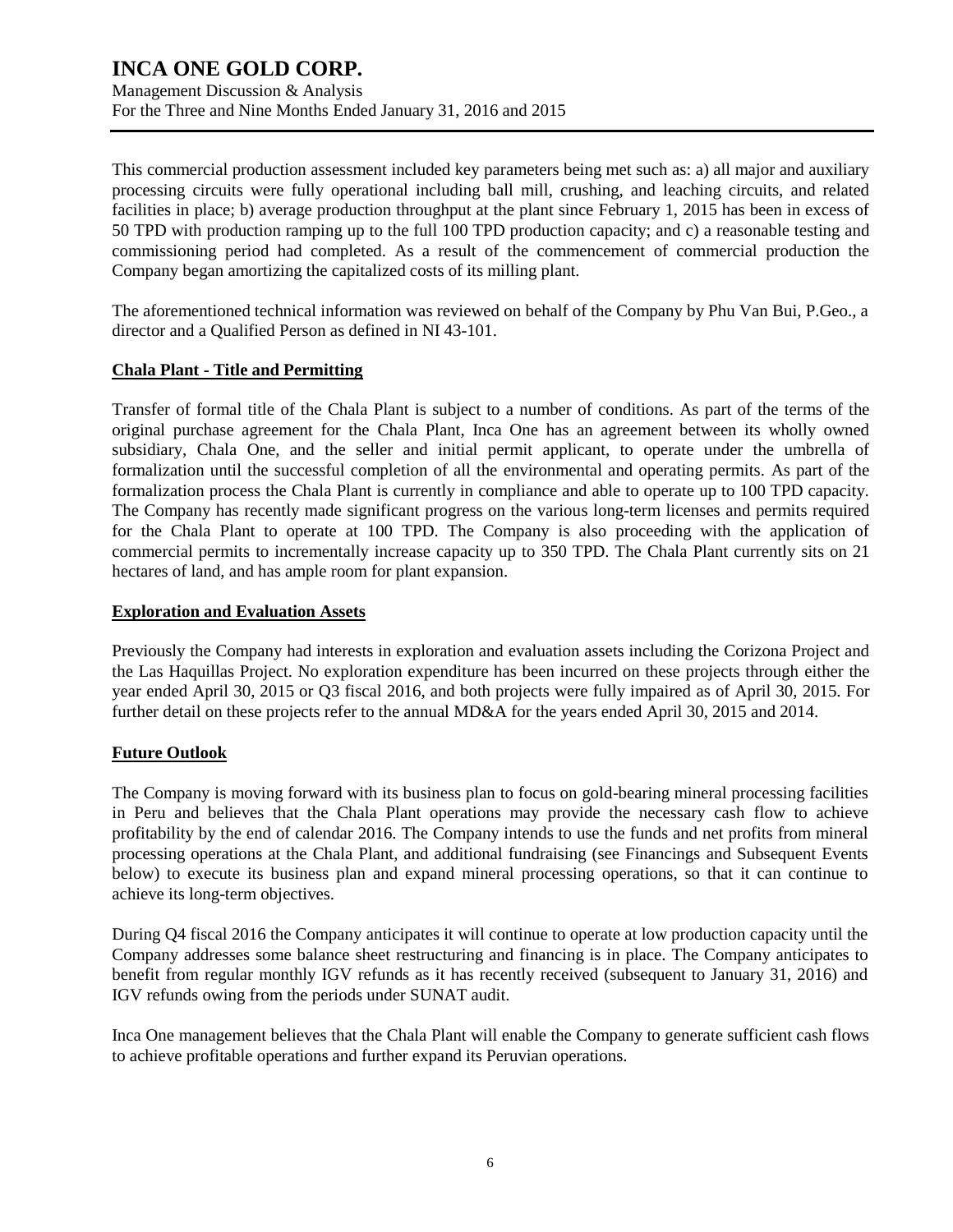This commercial production assessment included key parameters being met such as: a) all major and auxiliary processing circuits were fully operational including ball mill, crushing, and leaching circuits, and related facilities in place; b) average production throughput at the plant since February 1, 2015 has been in excess of 50 TPD with production ramping up to the full 100 TPD production capacity; and c) a reasonable testing and commissioning period had completed. As a result of the commencement of commercial production the Company began amortizing the capitalized costs of its milling plant.

The aforementioned technical information was reviewed on behalf of the Company by Phu Van Bui, P.Geo., a director and a Qualified Person as defined in NI 43-101.

## Chala Plant - Title and Permitting

Transfer of formal title of the Chala Plant is subject to a number of conditions. As part of the terms of the original purchase agreement for the Chala Plant, Inca One has an agreement between its wholly owned subsidiary, Chala One, and the seller and initial permit applicant, to operate under the umbrella of formalization until the successful completion of all the environmental and operating permits. As part of the formalization process the Chala Plant is currently in compliance and able to operate up to 100 TPD capacity. The Company has recently made significant progress on the various long-term licenses and permits required for the Chala Plant to operate at 100 TPD. The Company is also proceeding with the application of commercial permits to incrementally increase capacity up to 350 TPD. The Chala Plant currently sits on 21 hectares of land, and has ample room for plant expansion.

## Exploration and Evaluation Assets

Previously the Company had interests in exploration and evaluation assets including the Corizona Project and the Las Haquillas Project. No exploration expenditure has been incurred on these projects through either the year ended April 30, 2015 or Q3 fiscal 2016, and both projects were fully impaired as of April 30, 2015. For further detail on these projects refer to the annual MD&A for the years ended April 30, 2015 and 2014.

## Future Outlook

The Company is moving forward with its business plan to focus on gold-bearing mineral processing facilities in Peru and believes that the Chala Plant operations may provide the necessary cash flow to achieve profitability by the end of calendar 2016. The Company intends to use the funds and net profits from mineral processing operations at the Chala Plant, and additional fundraising (see Financings and Subsequent Events below) to execute its business plan and expand mineral processing operations, so that it can continue to achieve its long-term objectives.

During Q4 fiscal 2016 the Company anticipates it will continue to operate at low production capacity until the Company addresses some balance sheet restructuring and financing is in place. The Company anticipates to benefit from regular monthly IGV refunds as it has recently received (subsequent to January 31, 2016) and IGV refunds owing from the periods under SUNAT audit.

Inca One management believes that the Chala Plant will enable the Company to generate sufficient cash flows to achieve profitable operations and further expand its Peruvian operations.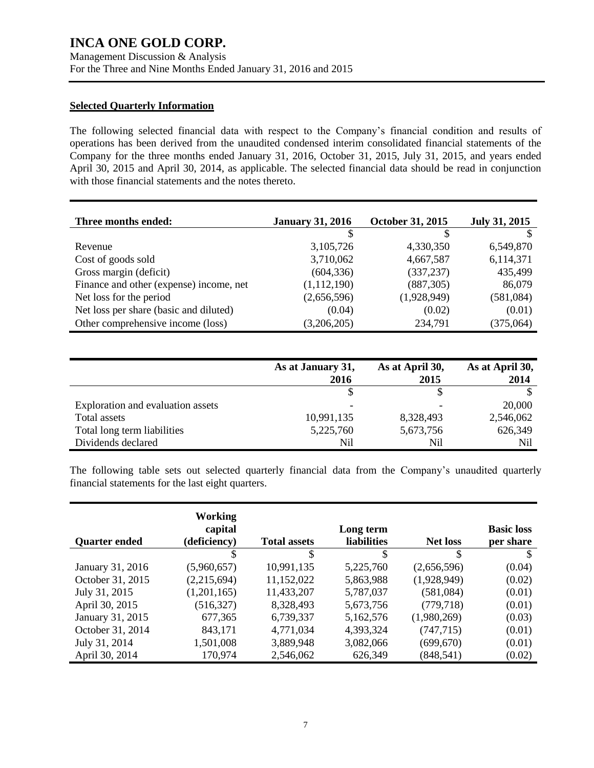### Selected Quarterly Information

The following selected financial data with respect to the Company's financial condition and results of operations has been derived from the unaudited condensed interim consolidated financial statements of the Company for the three months ended January 31, 2016, October 31, 2015, July 31, 2015, and years ended April 30, 2015 and April 30, 2014, as applicable. The selected financial data should be read in conjunction with those financial statements and the notes thereto.

| Three months ended: | January 31, 2016 | October 31, 2015 | July 31, 2015 |
|---|---|---|---|
| | $ | $ | $ |
| Revenue | 3,105,726 | 4,330,350 | 6,549,870 |
| Cost of goods sold | 3,710,062 | 4,667,587 | 6,114,371 |
| Gross margin (deficit) | (604,336) | (337,237) | 435,499 |
| Finance and other (expense) income, net | (1,112,190) | (887,305) | 86,079 |
| Net loss for the period | (2,656,596) | (1,928,949) | (581,084) |
| Net loss per share (basic and diluted) | (0.04) | (0.02) | (0.01) |
| Other comprehensive income (loss) | (3,206,205) | 234,791 | (375,064) |

| | As at January 31, 2016 | As at April 30, 2015 | As at April 30, 2014 |
|---|---|---|---|
| | $ | $ | $ |
| Exploration and evaluation assets | - | - | 20,000 |
| Total assets | 10,991,135 | 8,328,493 | 2,546,062 |
| Total long term liabilities | 5,225,760 | 5,673,756 | 626,349 |
| Dividends declared | Nil | Nil | Nil |

The following table sets out selected quarterly financial data from the Company's unaudited quarterly financial statements for the last eight quarters.

| Quarter ended | Working capital (deficiency) | Total assets | Long term liabilities | Net loss | Basic loss per share |
|---|---|---|---|---|---|
| | $ | $ | $ | $ | $ |
| January 31, 2016 | (5,960,657) | 10,991,135 | 5,225,760 | (2,656,596) | (0.04) |
| October 31, 2015 | (2,215,694) | 11,152,022 | 5,863,988 | (1,928,949) | (0.02) |
| July 31, 2015 | (1,201,165) | 11,433,207 | 5,787,037 | (581,084) | (0.01) |
| April 30, 2015 | (516,327) | 8,328,493 | 5,673,756 | (779,718) | (0.01) |
| January 31, 2015 | 677,365 | 6,739,337 | 5,162,576 | (1,980,269) | (0.03) |
| October 31, 2014 | 843,171 | 4,771,034 | 4,393,324 | (747,715) | (0.01) |
| July 31, 2014 | 1,501,008 | 3,889,948 | 3,082,066 | (699,670) | (0.01) |
| April 30, 2014 | 170,974 | 2,546,062 | 626,349 | (848,541) | (0.02) |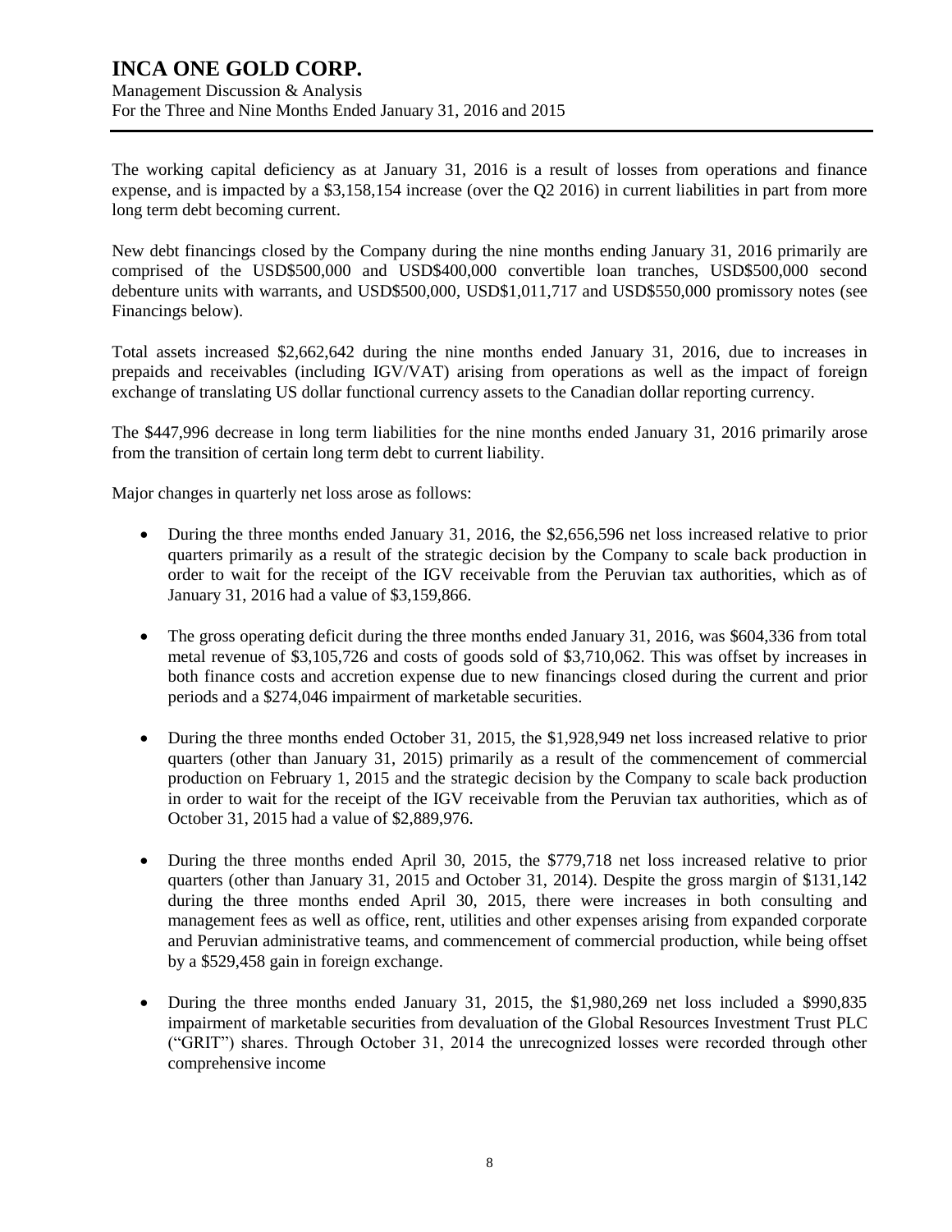The working capital deficiency as at January 31, 2016 is a result of losses from operations and finance expense, and is impacted by a $3,158,154 increase (over the Q2 2016) in current liabilities in part from more long term debt becoming current.

New debt financings closed by the Company during the nine months ending January 31, 2016 primarily are comprised of the USD$500,000 and USD$400,000 convertible loan tranches, USD$500,000 second debenture units with warrants, and USD$500,000, USD$1,011,717 and USD$550,000 promissory notes (see Financings below).

Total assets increased $2,662,642 during the nine months ended January 31, 2016, due to increases in prepaids and receivables (including IGV/VAT) arising from operations as well as the impact of foreign exchange of translating US dollar functional currency assets to the Canadian dollar reporting currency.

The $447,996 decrease in long term liabilities for the nine months ended January 31, 2016 primarily arose from the transition of certain long term debt to current liability.

Major changes in quarterly net loss arose as follows:

- During the three months ended January 31, 2016, the $2,656,596 net loss increased relative to prior quarters primarily as a result of the strategic decision by the Company to scale back production in order to wait for the receipt of the IGV receivable from the Peruvian tax authorities, which as of January 31, 2016 had a value of $3,159,866.

- The gross operating deficit during the three months ended January 31, 2016, was $604,336 from total metal revenue of $3,105,726 and costs of goods sold of $3,710,062. This was offset by increases in both finance costs and accretion expense due to new financings closed during the current and prior periods and a $274,046 impairment of marketable securities.

- During the three months ended October 31, 2015, the $1,928,949 net loss increased relative to prior quarters (other than January 31, 2015) primarily as a result of the commencement of commercial production on February 1, 2015 and the strategic decision by the Company to scale back production in order to wait for the receipt of the IGV receivable from the Peruvian tax authorities, which as of October 31, 2015 had a value of $2,889,976.

- During the three months ended April 30, 2015, the $779,718 net loss increased relative to prior quarters (other than January 31, 2015 and October 31, 2014). Despite the gross margin of $131,142 during the three months ended April 30, 2015, there were increases in both consulting and management fees as well as office, rent, utilities and other expenses arising from expanded corporate and Peruvian administrative teams, and commencement of commercial production, while being offset by a $529,458 gain in foreign exchange.

- During the three months ended January 31, 2015, the $1,980,269 net loss included a $990,835 impairment of marketable securities from devaluation of the Global Resources Investment Trust PLC ("GRIT") shares. Through October 31, 2014 the unrecognized losses were recorded through other comprehensive income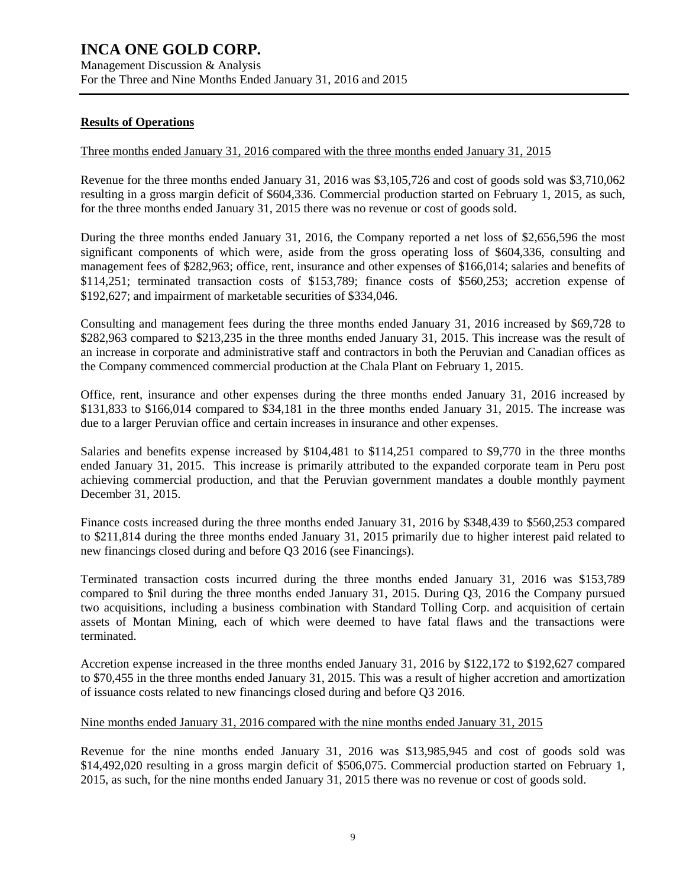## Results of Operations

Three months ended January 31, 2016 compared with the three months ended January 31, 2015

Revenue for the three months ended January 31, 2016 was $3,105,726 and cost of goods sold was $3,710,062 resulting in a gross margin deficit of $604,336. Commercial production started on February 1, 2015, as such, for the three months ended January 31, 2015 there was no revenue or cost of goods sold.

During the three months ended January 31, 2016, the Company reported a net loss of $2,656,596 the most significant components of which were, aside from the gross operating loss of $604,336, consulting and management fees of $282,963; office, rent, insurance and other expenses of $166,014; salaries and benefits of $114,251; terminated transaction costs of $153,789; finance costs of $560,253; accretion expense of $192,627; and impairment of marketable securities of $334,046.

Consulting and management fees during the three months ended January 31, 2016 increased by $69,728 to $282,963 compared to $213,235 in the three months ended January 31, 2015. This increase was the result of an increase in corporate and administrative staff and contractors in both the Peruvian and Canadian offices as the Company commenced commercial production at the Chala Plant on February 1, 2015.

Office, rent, insurance and other expenses during the three months ended January 31, 2016 increased by $131,833 to $166,014 compared to $34,181 in the three months ended January 31, 2015. The increase was due to a larger Peruvian office and certain increases in insurance and other expenses.

Salaries and benefits expense increased by $104,481 to $114,251 compared to $9,770 in the three months ended January 31, 2015. This increase is primarily attributed to the expanded corporate team in Peru post achieving commercial production, and that the Peruvian government mandates a double monthly payment December 31, 2015.

Finance costs increased during the three months ended January 31, 2016 by $348,439 to $560,253 compared to $211,814 during the three months ended January 31, 2015 primarily due to higher interest paid related to new financings closed during and before Q3 2016 (see Financings).

Terminated transaction costs incurred during the three months ended January 31, 2016 was $153,789 compared to $nil during the three months ended January 31, 2015. During Q3, 2016 the Company pursued two acquisitions, including a business combination with Standard Tolling Corp. and acquisition of certain assets of Montan Mining, each of which were deemed to have fatal flaws and the transactions were terminated.

Accretion expense increased in the three months ended January 31, 2016 by $122,172 to $192,627 compared to $70,455 in the three months ended January 31, 2015. This was a result of higher accretion and amortization of issuance costs related to new financings closed during and before Q3 2016.

Nine months ended January 31, 2016 compared with the nine months ended January 31, 2015

Revenue for the nine months ended January 31, 2016 was $13,985,945 and cost of goods sold was $14,492,020 resulting in a gross margin deficit of $506,075. Commercial production started on February 1, 2015, as such, for the nine months ended January 31, 2015 there was no revenue or cost of goods sold.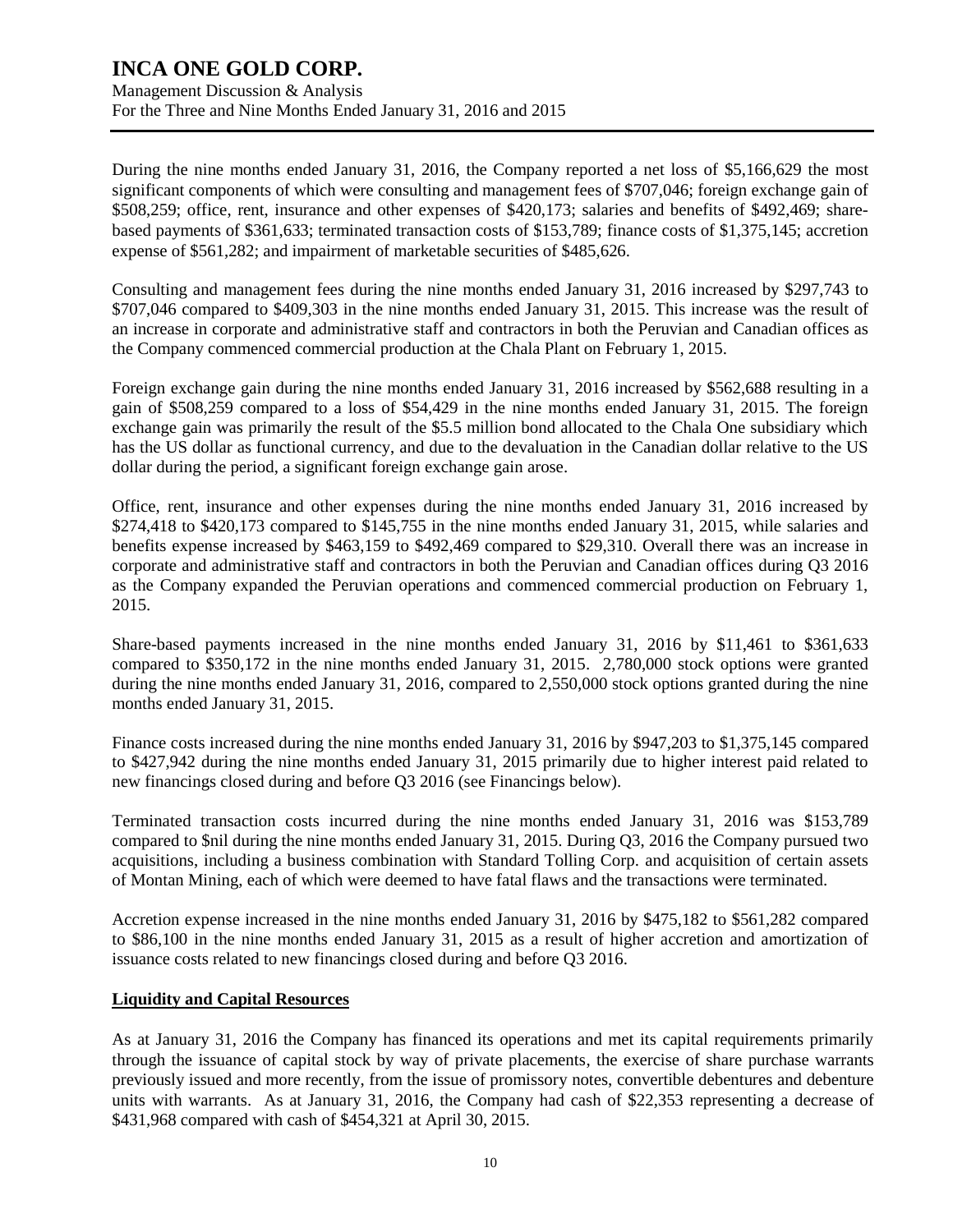During the nine months ended January 31, 2016, the Company reported a net loss of $5,166,629 the most significant components of which were consulting and management fees of $707,046; foreign exchange gain of $508,259; office, rent, insurance and other expenses of $420,173; salaries and benefits of $492,469; share-based payments of $361,633; terminated transaction costs of $153,789; finance costs of $1,375,145; accretion expense of $561,282; and impairment of marketable securities of $485,626.

Consulting and management fees during the nine months ended January 31, 2016 increased by $297,743 to $707,046 compared to $409,303 in the nine months ended January 31, 2015. This increase was the result of an increase in corporate and administrative staff and contractors in both the Peruvian and Canadian offices as the Company commenced commercial production at the Chala Plant on February 1, 2015.

Foreign exchange gain during the nine months ended January 31, 2016 increased by $562,688 resulting in a gain of $508,259 compared to a loss of $54,429 in the nine months ended January 31, 2015. The foreign exchange gain was primarily the result of the $5.5 million bond allocated to the Chala One subsidiary which has the US dollar as functional currency, and due to the devaluation in the Canadian dollar relative to the US dollar during the period, a significant foreign exchange gain arose.

Office, rent, insurance and other expenses during the nine months ended January 31, 2016 increased by $274,418 to $420,173 compared to $145,755 in the nine months ended January 31, 2015, while salaries and benefits expense increased by $463,159 to $492,469 compared to $29,310. Overall there was an increase in corporate and administrative staff and contractors in both the Peruvian and Canadian offices during Q3 2016 as the Company expanded the Peruvian operations and commenced commercial production on February 1, 2015.

Share-based payments increased in the nine months ended January 31, 2016 by $11,461 to $361,633 compared to $350,172 in the nine months ended January 31, 2015. 2,780,000 stock options were granted during the nine months ended January 31, 2016, compared to 2,550,000 stock options granted during the nine months ended January 31, 2015.

Finance costs increased during the nine months ended January 31, 2016 by $947,203 to $1,375,145 compared to $427,942 during the nine months ended January 31, 2015 primarily due to higher interest paid related to new financings closed during and before Q3 2016 (see Financings below).

Terminated transaction costs incurred during the nine months ended January 31, 2016 was $153,789 compared to $nil during the nine months ended January 31, 2015. During Q3, 2016 the Company pursued two acquisitions, including a business combination with Standard Tolling Corp. and acquisition of certain assets of Montan Mining, each of which were deemed to have fatal flaws and the transactions were terminated.

Accretion expense increased in the nine months ended January 31, 2016 by $475,182 to $561,282 compared to $86,100 in the nine months ended January 31, 2015 as a result of higher accretion and amortization of issuance costs related to new financings closed during and before Q3 2016.

## Liquidity and Capital Resources

As at January 31, 2016 the Company has financed its operations and met its capital requirements primarily through the issuance of capital stock by way of private placements, the exercise of share purchase warrants previously issued and more recently, from the issue of promissory notes, convertible debentures and debenture units with warrants. As at January 31, 2016, the Company had cash of $22,353 representing a decrease of $431,968 compared with cash of $454,321 at April 30, 2015.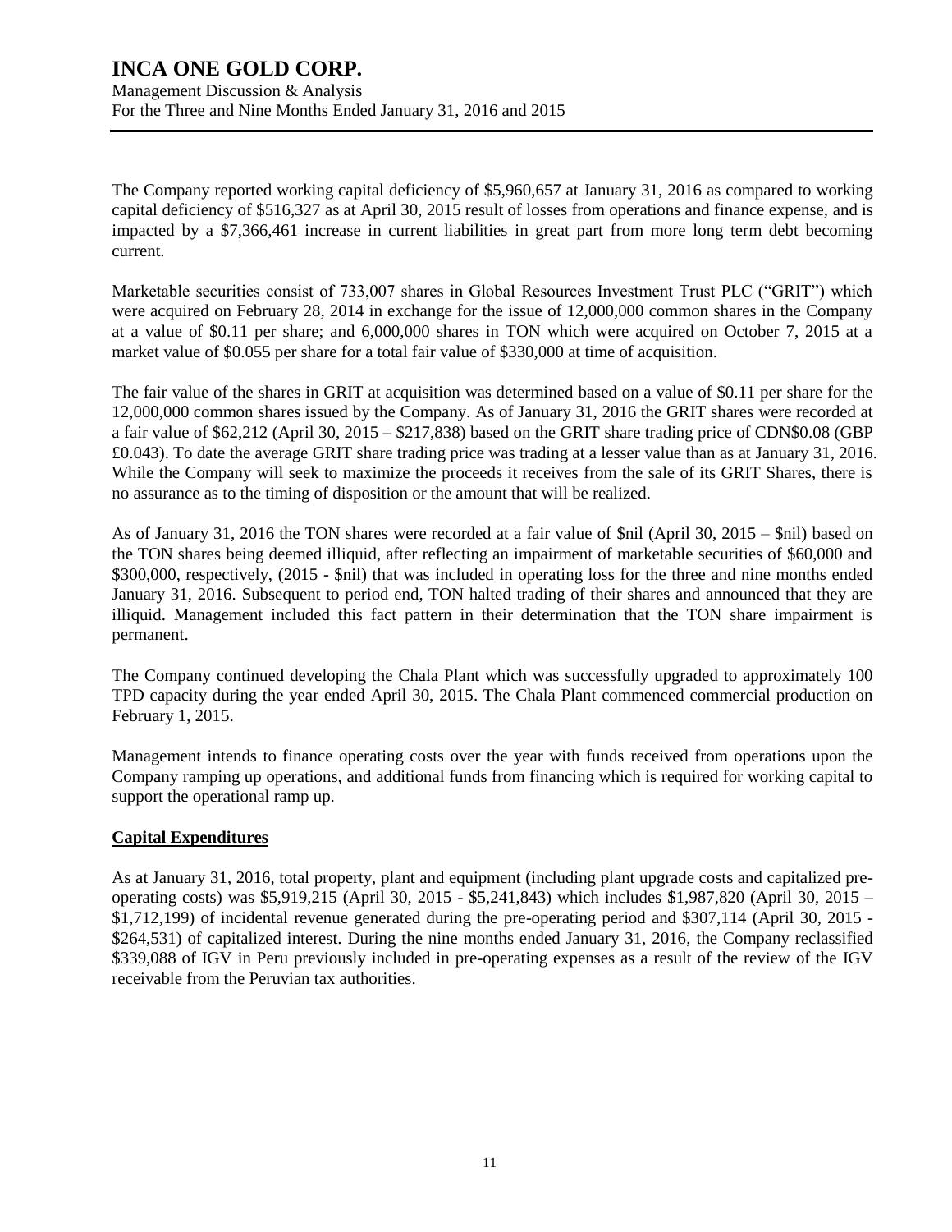The Company reported working capital deficiency of $5,960,657 at January 31, 2016 as compared to working capital deficiency of $516,327 as at April 30, 2015 result of losses from operations and finance expense, and is impacted by a $7,366,461 increase in current liabilities in great part from more long term debt becoming current.

Marketable securities consist of 733,007 shares in Global Resources Investment Trust PLC ("GRIT") which were acquired on February 28, 2014 in exchange for the issue of 12,000,000 common shares in the Company at a value of $0.11 per share; and 6,000,000 shares in TON which were acquired on October 7, 2015 at a market value of $0.055 per share for a total fair value of $330,000 at time of acquisition.

The fair value of the shares in GRIT at acquisition was determined based on a value of $0.11 per share for the 12,000,000 common shares issued by the Company. As of January 31, 2016 the GRIT shares were recorded at a fair value of $62,212 (April 30, 2015 – $217,838) based on the GRIT share trading price of CDN$0.08 (GBP £0.043). To date the average GRIT share trading price was trading at a lesser value than as at January 31, 2016. While the Company will seek to maximize the proceeds it receives from the sale of its GRIT Shares, there is no assurance as to the timing of disposition or the amount that will be realized.

As of January 31, 2016 the TON shares were recorded at a fair value of $nil (April 30, 2015 – $nil) based on the TON shares being deemed illiquid, after reflecting an impairment of marketable securities of $60,000 and $300,000, respectively, (2015 - $nil) that was included in operating loss for the three and nine months ended January 31, 2016. Subsequent to period end, TON halted trading of their shares and announced that they are illiquid. Management included this fact pattern in their determination that the TON share impairment is permanent.

The Company continued developing the Chala Plant which was successfully upgraded to approximately 100 TPD capacity during the year ended April 30, 2015. The Chala Plant commenced commercial production on February 1, 2015.

Management intends to finance operating costs over the year with funds received from operations upon the Company ramping up operations, and additional funds from financing which is required for working capital to support the operational ramp up.

## Capital Expenditures

As at January 31, 2016, total property, plant and equipment (including plant upgrade costs and capitalized pre-operating costs) was $5,919,215 (April 30, 2015 - $5,241,843) which includes $1,987,820 (April 30, 2015 – $1,712,199) of incidental revenue generated during the pre-operating period and $307,114 (April 30, 2015 - $264,531) of capitalized interest. During the nine months ended January 31, 2016, the Company reclassified $339,088 of IGV in Peru previously included in pre-operating expenses as a result of the review of the IGV receivable from the Peruvian tax authorities.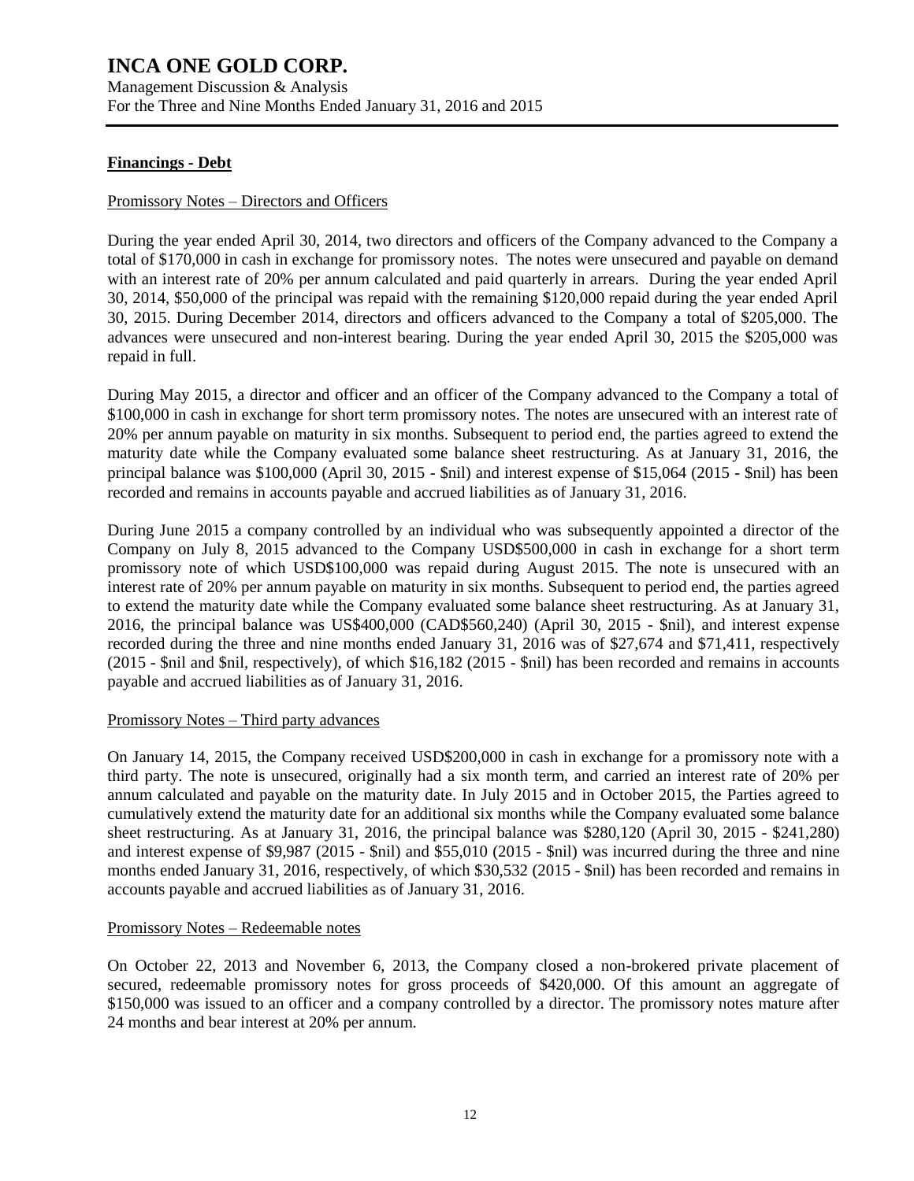## Financings - Debt

### Promissory Notes – Directors and Officers

During the year ended April 30, 2014, two directors and officers of the Company advanced to the Company a total of $170,000 in cash in exchange for promissory notes. The notes were unsecured and payable on demand with an interest rate of 20% per annum calculated and paid quarterly in arrears. During the year ended April 30, 2014, $50,000 of the principal was repaid with the remaining $120,000 repaid during the year ended April 30, 2015. During December 2014, directors and officers advanced to the Company a total of $205,000. The advances were unsecured and non-interest bearing. During the year ended April 30, 2015 the $205,000 was repaid in full.

During May 2015, a director and officer and an officer of the Company advanced to the Company a total of $100,000 in cash in exchange for short term promissory notes. The notes are unsecured with an interest rate of 20% per annum payable on maturity in six months. Subsequent to period end, the parties agreed to extend the maturity date while the Company evaluated some balance sheet restructuring. As at January 31, 2016, the principal balance was $100,000 (April 30, 2015 - $nil) and interest expense of $15,064 (2015 - $nil) has been recorded and remains in accounts payable and accrued liabilities as of January 31, 2016.

During June 2015 a company controlled by an individual who was subsequently appointed a director of the Company on July 8, 2015 advanced to the Company USD$500,000 in cash in exchange for a short term promissory note of which USD$100,000 was repaid during August 2015. The note is unsecured with an interest rate of 20% per annum payable on maturity in six months. Subsequent to period end, the parties agreed to extend the maturity date while the Company evaluated some balance sheet restructuring. As at January 31, 2016, the principal balance was US$400,000 (CAD$560,240) (April 30, 2015 - $nil), and interest expense recorded during the three and nine months ended January 31, 2016 was of $27,674 and $71,411, respectively (2015 - $nil and $nil, respectively), of which $16,182 (2015 - $nil) has been recorded and remains in accounts payable and accrued liabilities as of January 31, 2016.

### Promissory Notes – Third party advances

On January 14, 2015, the Company received USD$200,000 in cash in exchange for a promissory note with a third party. The note is unsecured, originally had a six month term, and carried an interest rate of 20% per annum calculated and payable on the maturity date. In July 2015 and in October 2015, the Parties agreed to cumulatively extend the maturity date for an additional six months while the Company evaluated some balance sheet restructuring. As at January 31, 2016, the principal balance was $280,120 (April 30, 2015 - $241,280) and interest expense of $9,987 (2015 - $nil) and $55,010 (2015 - $nil) was incurred during the three and nine months ended January 31, 2016, respectively, of which $30,532 (2015 - $nil) has been recorded and remains in accounts payable and accrued liabilities as of January 31, 2016.

### Promissory Notes – Redeemable notes

On October 22, 2013 and November 6, 2013, the Company closed a non-brokered private placement of secured, redeemable promissory notes for gross proceeds of $420,000. Of this amount an aggregate of $150,000 was issued to an officer and a company controlled by a director. The promissory notes mature after 24 months and bear interest at 20% per annum.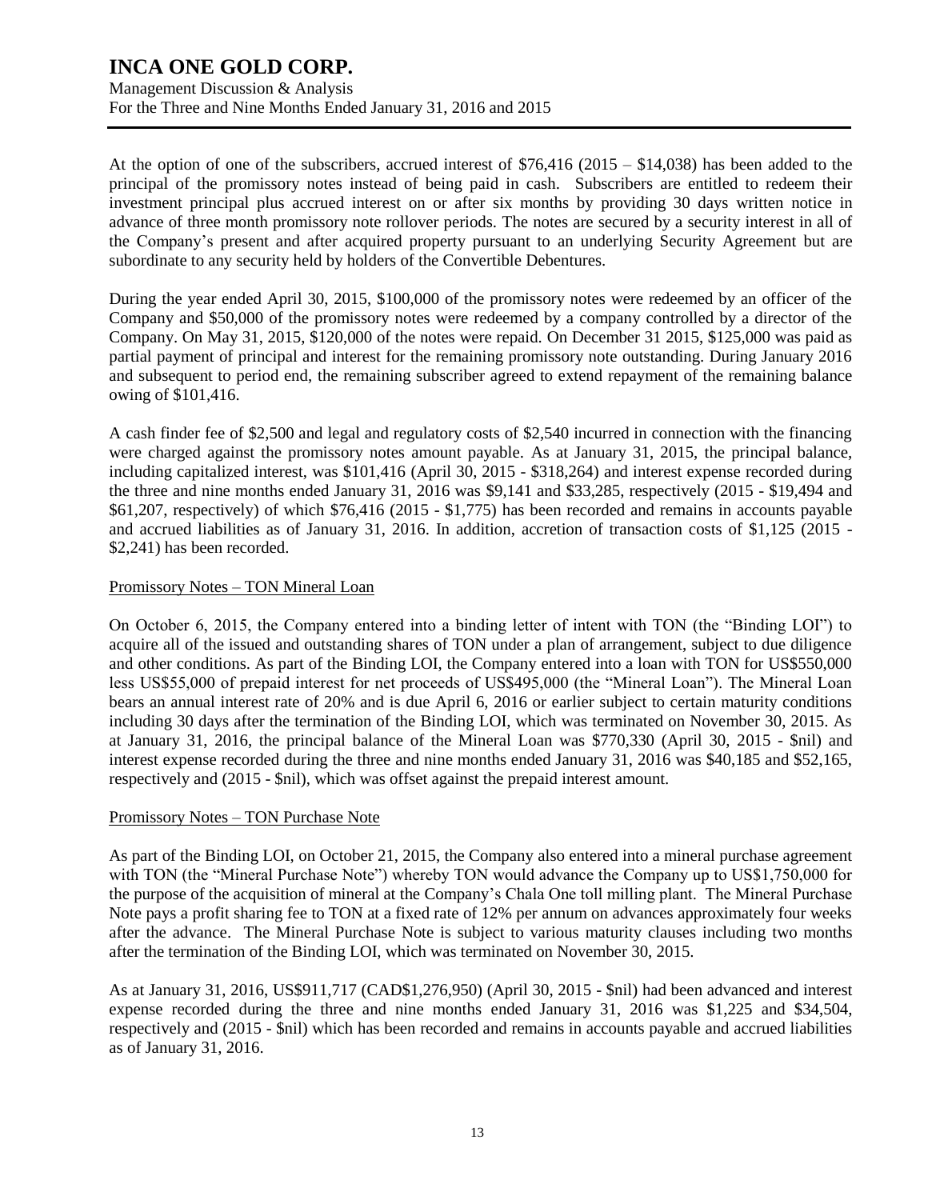At the option of one of the subscribers, accrued interest of $76,416 (2015 – $14,038) has been added to the principal of the promissory notes instead of being paid in cash. Subscribers are entitled to redeem their investment principal plus accrued interest on or after six months by providing 30 days written notice in advance of three month promissory note rollover periods. The notes are secured by a security interest in all of the Company's present and after acquired property pursuant to an underlying Security Agreement but are subordinate to any security held by holders of the Convertible Debentures.

During the year ended April 30, 2015, $100,000 of the promissory notes were redeemed by an officer of the Company and $50,000 of the promissory notes were redeemed by a company controlled by a director of the Company. On May 31, 2015, $120,000 of the notes were repaid. On December 31 2015, $125,000 was paid as partial payment of principal and interest for the remaining promissory note outstanding. During January 2016 and subsequent to period end, the remaining subscriber agreed to extend repayment of the remaining balance owing of $101,416.

A cash finder fee of $2,500 and legal and regulatory costs of $2,540 incurred in connection with the financing were charged against the promissory notes amount payable. As at January 31, 2015, the principal balance, including capitalized interest, was $101,416 (April 30, 2015 - $318,264) and interest expense recorded during the three and nine months ended January 31, 2016 was $9,141 and $33,285, respectively (2015 - $19,494 and $61,207, respectively) of which $76,416 (2015 - $1,775) has been recorded and remains in accounts payable and accrued liabilities as of January 31, 2016. In addition, accretion of transaction costs of $1,125 (2015 - $2,241) has been recorded.

Promissory Notes – TON Mineral Loan

On October 6, 2015, the Company entered into a binding letter of intent with TON (the "Binding LOI") to acquire all of the issued and outstanding shares of TON under a plan of arrangement, subject to due diligence and other conditions. As part of the Binding LOI, the Company entered into a loan with TON for US$550,000 less US$55,000 of prepaid interest for net proceeds of US$495,000 (the "Mineral Loan"). The Mineral Loan bears an annual interest rate of 20% and is due April 6, 2016 or earlier subject to certain maturity conditions including 30 days after the termination of the Binding LOI, which was terminated on November 30, 2015. As at January 31, 2016, the principal balance of the Mineral Loan was $770,330 (April 30, 2015 - $nil) and interest expense recorded during the three and nine months ended January 31, 2016 was $40,185 and $52,165, respectively and (2015 - $nil), which was offset against the prepaid interest amount.

Promissory Notes – TON Purchase Note

As part of the Binding LOI, on October 21, 2015, the Company also entered into a mineral purchase agreement with TON (the "Mineral Purchase Note") whereby TON would advance the Company up to US$1,750,000 for the purpose of the acquisition of mineral at the Company's Chala One toll milling plant. The Mineral Purchase Note pays a profit sharing fee to TON at a fixed rate of 12% per annum on advances approximately four weeks after the advance. The Mineral Purchase Note is subject to various maturity clauses including two months after the termination of the Binding LOI, which was terminated on November 30, 2015.

As at January 31, 2016, US$911,717 (CAD$1,276,950) (April 30, 2015 - $nil) had been advanced and interest expense recorded during the three and nine months ended January 31, 2016 was $1,225 and $34,504, respectively and (2015 - $nil) which has been recorded and remains in accounts payable and accrued liabilities as of January 31, 2016.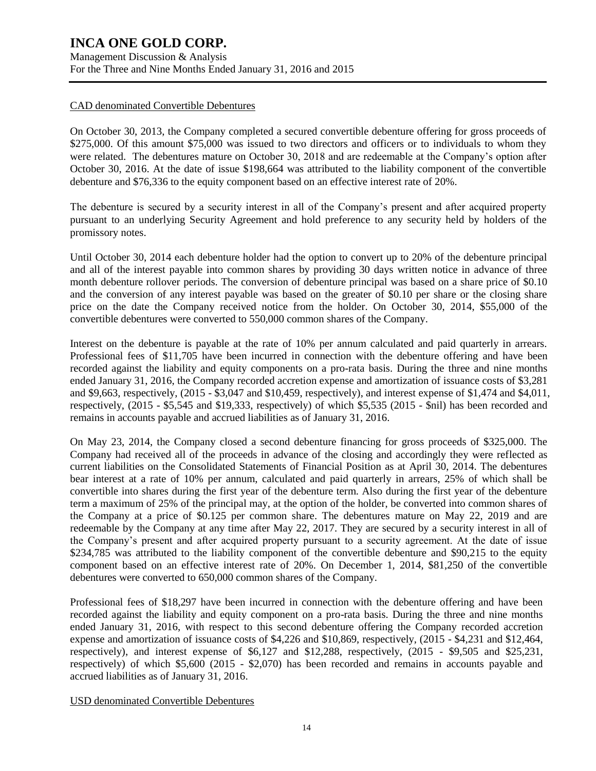#### CAD denominated Convertible Debentures

On October 30, 2013, the Company completed a secured convertible debenture offering for gross proceeds of \$275,000. Of this amount \$75,000 was issued to two directors and officers or to individuals to whom they were related. The debentures mature on October 30, 2018 and are redeemable at the Company's option after October 30, 2016. At the date of issue \$198,664 was attributed to the liability component of the convertible debenture and \$76,336 to the equity component based on an effective interest rate of 20%.

The debenture is secured by a security interest in all of the Company's present and after acquired property pursuant to an underlying Security Agreement and hold preference to any security held by holders of the promissory notes.

Until October 30, 2014 each debenture holder had the option to convert up to 20% of the debenture principal and all of the interest payable into common shares by providing 30 days written notice in advance of three month debenture rollover periods. The conversion of debenture principal was based on a share price of \$0.10 and the conversion of any interest payable was based on the greater of \$0.10 per share or the closing share price on the date the Company received notice from the holder. On October 30, 2014, \$55,000 of the convertible debentures were converted to 550,000 common shares of the Company.

Interest on the debenture is payable at the rate of 10% per annum calculated and paid quarterly in arrears. Professional fees of \$11,705 have been incurred in connection with the debenture offering and have been recorded against the liability and equity components on a pro-rata basis. During the three and nine months ended January 31, 2016, the Company recorded accretion expense and amortization of issuance costs of \$3,281 and \$9,663, respectively, (2015 - \$3,047 and \$10,459, respectively), and interest expense of \$1,474 and \$4,011, respectively, (2015 - \$5,545 and \$19,333, respectively) of which \$5,535 (2015 - \$nil) has been recorded and remains in accounts payable and accrued liabilities as of January 31, 2016.

On May 23, 2014, the Company closed a second debenture financing for gross proceeds of \$325,000. The Company had received all of the proceeds in advance of the closing and accordingly they were reflected as current liabilities on the Consolidated Statements of Financial Position as at April 30, 2014. The debentures bear interest at a rate of 10% per annum, calculated and paid quarterly in arrears, 25% of which shall be convertible into shares during the first year of the debenture term. Also during the first year of the debenture term a maximum of 25% of the principal may, at the option of the holder, be converted into common shares of the Company at a price of \$0.125 per common share. The debentures mature on May 22, 2019 and are redeemable by the Company at any time after May 22, 2017. They are secured by a security interest in all of the Company's present and after acquired property pursuant to a security agreement. At the date of issue \$234,785 was attributed to the liability component of the convertible debenture and \$90,215 to the equity component based on an effective interest rate of 20%. On December 1, 2014, \$81,250 of the convertible debentures were converted to 650,000 common shares of the Company.

Professional fees of \$18,297 have been incurred in connection with the debenture offering and have been recorded against the liability and equity component on a pro-rata basis. During the three and nine months ended January 31, 2016, with respect to this second debenture offering the Company recorded accretion expense and amortization of issuance costs of \$4,226 and \$10,869, respectively, (2015 - \$4,231 and \$12,464, respectively), and interest expense of \$6,127 and \$12,288, respectively, (2015 - \$9,505 and \$25,231, respectively) of which \$5,600 (2015 - \$2,070) has been recorded and remains in accounts payable and accrued liabilities as of January 31, 2016.

#### USD denominated Convertible Debentures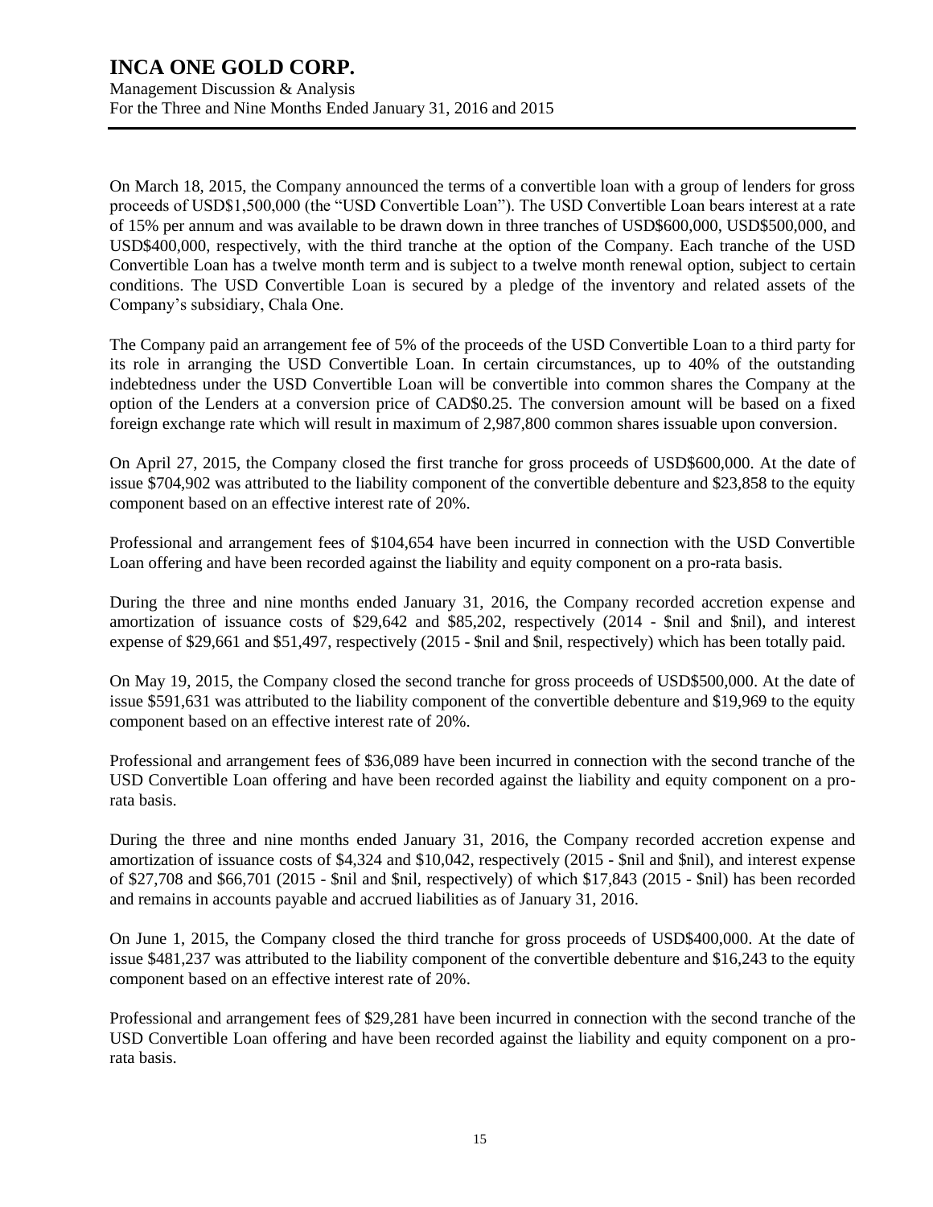On March 18, 2015, the Company announced the terms of a convertible loan with a group of lenders for gross proceeds of USD$1,500,000 (the "USD Convertible Loan"). The USD Convertible Loan bears interest at a rate of 15% per annum and was available to be drawn down in three tranches of USD$600,000, USD$500,000, and USD$400,000, respectively, with the third tranche at the option of the Company. Each tranche of the USD Convertible Loan has a twelve month term and is subject to a twelve month renewal option, subject to certain conditions. The USD Convertible Loan is secured by a pledge of the inventory and related assets of the Company's subsidiary, Chala One.

The Company paid an arrangement fee of 5% of the proceeds of the USD Convertible Loan to a third party for its role in arranging the USD Convertible Loan. In certain circumstances, up to 40% of the outstanding indebtedness under the USD Convertible Loan will be convertible into common shares the Company at the option of the Lenders at a conversion price of CAD$0.25. The conversion amount will be based on a fixed foreign exchange rate which will result in maximum of 2,987,800 common shares issuable upon conversion.

On April 27, 2015, the Company closed the first tranche for gross proceeds of USD$600,000. At the date of issue $704,902 was attributed to the liability component of the convertible debenture and $23,858 to the equity component based on an effective interest rate of 20%.

Professional and arrangement fees of $104,654 have been incurred in connection with the USD Convertible Loan offering and have been recorded against the liability and equity component on a pro-rata basis.

During the three and nine months ended January 31, 2016, the Company recorded accretion expense and amortization of issuance costs of $29,642 and $85,202, respectively (2014 - $nil and $nil), and interest expense of $29,661 and $51,497, respectively (2015 - $nil and $nil, respectively) which has been totally paid.

On May 19, 2015, the Company closed the second tranche for gross proceeds of USD$500,000. At the date of issue $591,631 was attributed to the liability component of the convertible debenture and $19,969 to the equity component based on an effective interest rate of 20%.

Professional and arrangement fees of $36,089 have been incurred in connection with the second tranche of the USD Convertible Loan offering and have been recorded against the liability and equity component on a pro-rata basis.

During the three and nine months ended January 31, 2016, the Company recorded accretion expense and amortization of issuance costs of $4,324 and $10,042, respectively (2015 - $nil and $nil), and interest expense of $27,708 and $66,701 (2015 - $nil and $nil, respectively) of which $17,843 (2015 - $nil) has been recorded and remains in accounts payable and accrued liabilities as of January 31, 2016.

On June 1, 2015, the Company closed the third tranche for gross proceeds of USD$400,000. At the date of issue $481,237 was attributed to the liability component of the convertible debenture and $16,243 to the equity component based on an effective interest rate of 20%.

Professional and arrangement fees of $29,281 have been incurred in connection with the second tranche of the USD Convertible Loan offering and have been recorded against the liability and equity component on a pro-rata basis.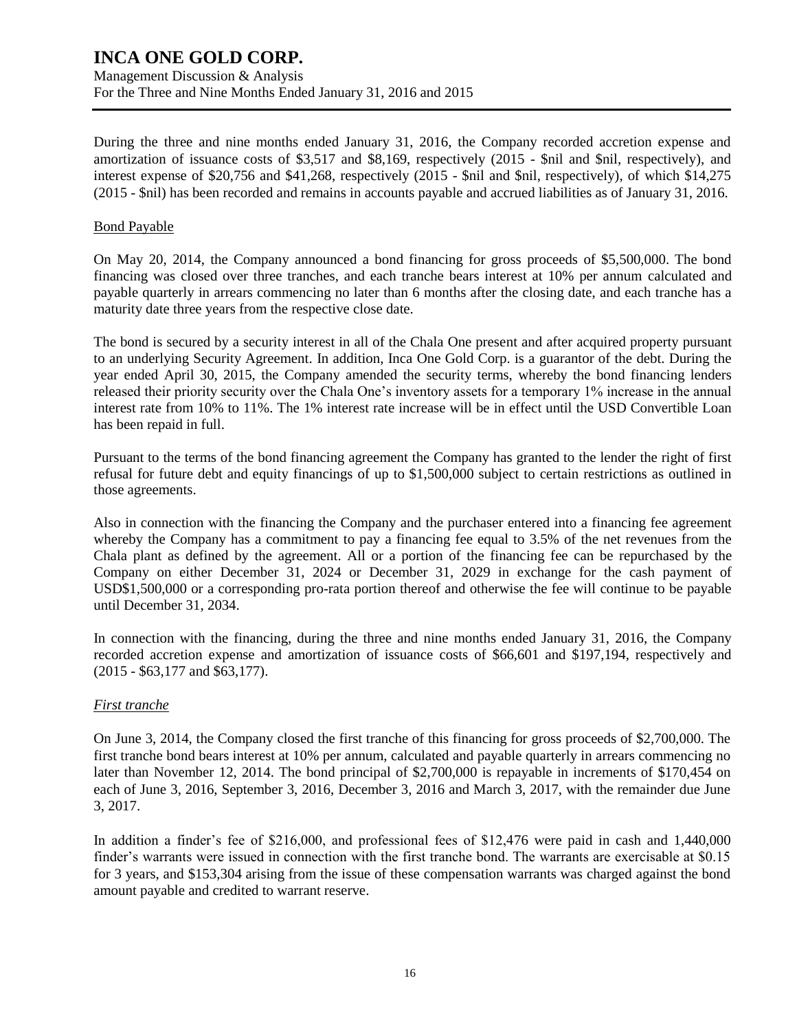During the three and nine months ended January 31, 2016, the Company recorded accretion expense and amortization of issuance costs of $3,517 and $8,169, respectively (2015 - $nil and $nil, respectively), and interest expense of $20,756 and $41,268, respectively (2015 - $nil and $nil, respectively), of which $14,275 (2015 - $nil) has been recorded and remains in accounts payable and accrued liabilities as of January 31, 2016.

Bond Payable

On May 20, 2014, the Company announced a bond financing for gross proceeds of $5,500,000. The bond financing was closed over three tranches, and each tranche bears interest at 10% per annum calculated and payable quarterly in arrears commencing no later than 6 months after the closing date, and each tranche has a maturity date three years from the respective close date.

The bond is secured by a security interest in all of the Chala One present and after acquired property pursuant to an underlying Security Agreement. In addition, Inca One Gold Corp. is a guarantor of the debt. During the year ended April 30, 2015, the Company amended the security terms, whereby the bond financing lenders released their priority security over the Chala One's inventory assets for a temporary 1% increase in the annual interest rate from 10% to 11%. The 1% interest rate increase will be in effect until the USD Convertible Loan has been repaid in full.

Pursuant to the terms of the bond financing agreement the Company has granted to the lender the right of first refusal for future debt and equity financings of up to $1,500,000 subject to certain restrictions as outlined in those agreements.

Also in connection with the financing the Company and the purchaser entered into a financing fee agreement whereby the Company has a commitment to pay a financing fee equal to 3.5% of the net revenues from the Chala plant as defined by the agreement. All or a portion of the financing fee can be repurchased by the Company on either December 31, 2024 or December 31, 2029 in exchange for the cash payment of USD$1,500,000 or a corresponding pro-rata portion thereof and otherwise the fee will continue to be payable until December 31, 2034.

In connection with the financing, during the three and nine months ended January 31, 2016, the Company recorded accretion expense and amortization of issuance costs of $66,601 and $197,194, respectively and (2015 - $63,177 and $63,177).

*First tranche*

On June 3, 2014, the Company closed the first tranche of this financing for gross proceeds of $2,700,000. The first tranche bond bears interest at 10% per annum, calculated and payable quarterly in arrears commencing no later than November 12, 2014. The bond principal of $2,700,000 is repayable in increments of $170,454 on each of June 3, 2016, September 3, 2016, December 3, 2016 and March 3, 2017, with the remainder due June 3, 2017.

In addition a finder's fee of $216,000, and professional fees of $12,476 were paid in cash and 1,440,000 finder's warrants were issued in connection with the first tranche bond. The warrants are exercisable at $0.15 for 3 years, and $153,304 arising from the issue of these compensation warrants was charged against the bond amount payable and credited to warrant reserve.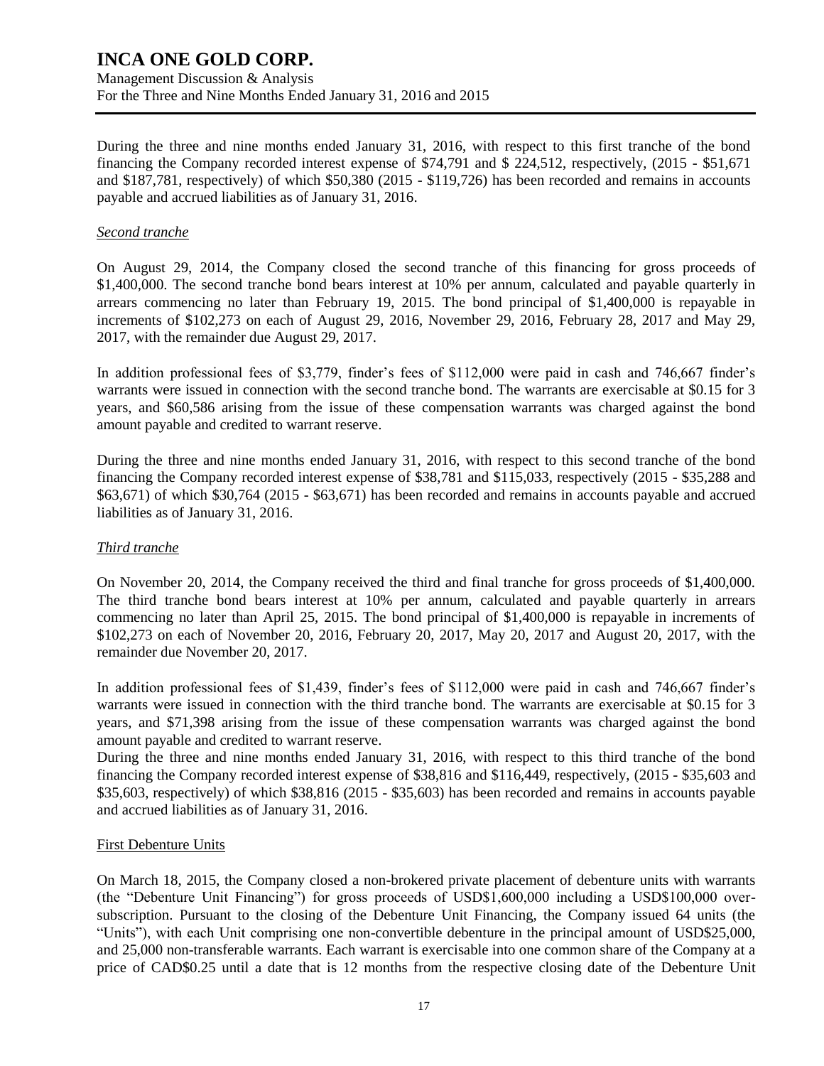During the three and nine months ended January 31, 2016, with respect to this first tranche of the bond financing the Company recorded interest expense of $74,791 and $ 224,512, respectively, (2015 - $51,671 and $187,781, respectively) of which $50,380 (2015 - $119,726) has been recorded and remains in accounts payable and accrued liabilities as of January 31, 2016.

*Second tranche*

On August 29, 2014, the Company closed the second tranche of this financing for gross proceeds of $1,400,000. The second tranche bond bears interest at 10% per annum, calculated and payable quarterly in arrears commencing no later than February 19, 2015. The bond principal of $1,400,000 is repayable in increments of $102,273 on each of August 29, 2016, November 29, 2016, February 28, 2017 and May 29, 2017, with the remainder due August 29, 2017.

In addition professional fees of $3,779, finder's fees of $112,000 were paid in cash and 746,667 finder's warrants were issued in connection with the second tranche bond. The warrants are exercisable at $0.15 for 3 years, and $60,586 arising from the issue of these compensation warrants was charged against the bond amount payable and credited to warrant reserve.

During the three and nine months ended January 31, 2016, with respect to this second tranche of the bond financing the Company recorded interest expense of $38,781 and $115,033, respectively (2015 - $35,288 and $63,671) of which $30,764 (2015 - $63,671) has been recorded and remains in accounts payable and accrued liabilities as of January 31, 2016.

*Third tranche*

On November 20, 2014, the Company received the third and final tranche for gross proceeds of $1,400,000. The third tranche bond bears interest at 10% per annum, calculated and payable quarterly in arrears commencing no later than April 25, 2015. The bond principal of $1,400,000 is repayable in increments of $102,273 on each of November 20, 2016, February 20, 2017, May 20, 2017 and August 20, 2017, with the remainder due November 20, 2017.

In addition professional fees of $1,439, finder's fees of $112,000 were paid in cash and 746,667 finder's warrants were issued in connection with the third tranche bond. The warrants are exercisable at $0.15 for 3 years, and $71,398 arising from the issue of these compensation warrants was charged against the bond amount payable and credited to warrant reserve.

During the three and nine months ended January 31, 2016, with respect to this third tranche of the bond financing the Company recorded interest expense of $38,816 and $116,449, respectively, (2015 - $35,603 and $35,603, respectively) of which $38,816 (2015 - $35,603) has been recorded and remains in accounts payable and accrued liabilities as of January 31, 2016.

First Debenture Units

On March 18, 2015, the Company closed a non-brokered private placement of debenture units with warrants (the "Debenture Unit Financing") for gross proceeds of USD$1,600,000 including a USD$100,000 over-subscription. Pursuant to the closing of the Debenture Unit Financing, the Company issued 64 units (the "Units"), with each Unit comprising one non-convertible debenture in the principal amount of USD$25,000, and 25,000 non-transferable warrants. Each warrant is exercisable into one common share of the Company at a price of CAD$0.25 until a date that is 12 months from the respective closing date of the Debenture Unit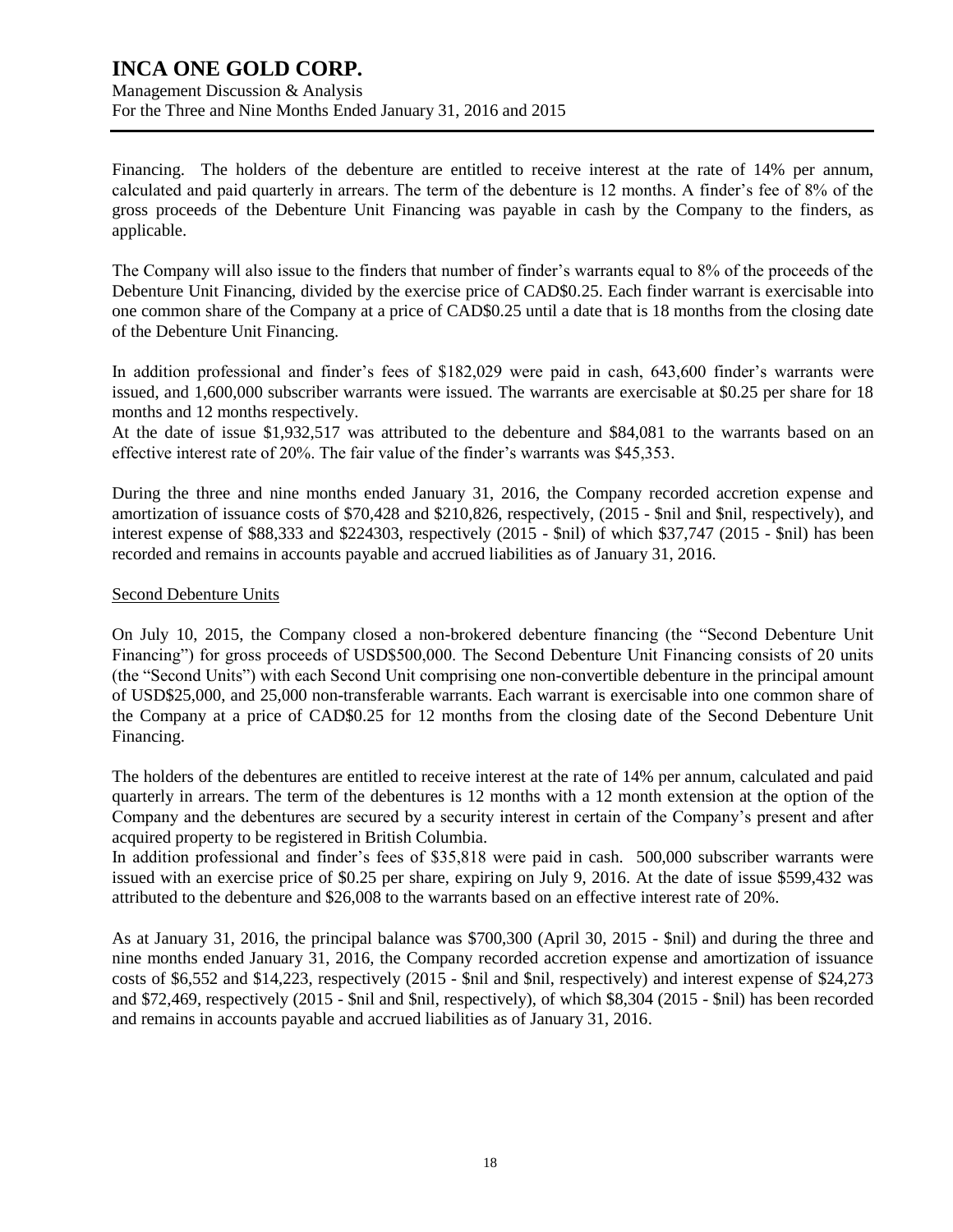Financing. The holders of the debenture are entitled to receive interest at the rate of 14% per annum, calculated and paid quarterly in arrears. The term of the debenture is 12 months. A finder's fee of 8% of the gross proceeds of the Debenture Unit Financing was payable in cash by the Company to the finders, as applicable.

The Company will also issue to the finders that number of finder's warrants equal to 8% of the proceeds of the Debenture Unit Financing, divided by the exercise price of CAD$0.25. Each finder warrant is exercisable into one common share of the Company at a price of CAD$0.25 until a date that is 18 months from the closing date of the Debenture Unit Financing.

In addition professional and finder's fees of $182,029 were paid in cash, 643,600 finder's warrants were issued, and 1,600,000 subscriber warrants were issued. The warrants are exercisable at $0.25 per share for 18 months and 12 months respectively.
At the date of issue $1,932,517 was attributed to the debenture and $84,081 to the warrants based on an effective interest rate of 20%. The fair value of the finder's warrants was $45,353.

During the three and nine months ended January 31, 2016, the Company recorded accretion expense and amortization of issuance costs of $70,428 and $210,826, respectively, (2015 - $nil and $nil, respectively), and interest expense of $88,333 and $224303, respectively (2015 - $nil) of which $37,747 (2015 - $nil) has been recorded and remains in accounts payable and accrued liabilities as of January 31, 2016.

<u>Second Debenture Units</u>

On July 10, 2015, the Company closed a non-brokered debenture financing (the "Second Debenture Unit Financing") for gross proceeds of USD$500,000. The Second Debenture Unit Financing consists of 20 units (the "Second Units") with each Second Unit comprising one non-convertible debenture in the principal amount of USD$25,000, and 25,000 non-transferable warrants. Each warrant is exercisable into one common share of the Company at a price of CAD$0.25 for 12 months from the closing date of the Second Debenture Unit Financing.

The holders of the debentures are entitled to receive interest at the rate of 14% per annum, calculated and paid quarterly in arrears. The term of the debentures is 12 months with a 12 month extension at the option of the Company and the debentures are secured by a security interest in certain of the Company's present and after acquired property to be registered in British Columbia.
In addition professional and finder's fees of $35,818 were paid in cash. 500,000 subscriber warrants were issued with an exercise price of $0.25 per share, expiring on July 9, 2016. At the date of issue $599,432 was attributed to the debenture and $26,008 to the warrants based on an effective interest rate of 20%.

As at January 31, 2016, the principal balance was $700,300 (April 30, 2015 - $nil) and during the three and nine months ended January 31, 2016, the Company recorded accretion expense and amortization of issuance costs of $6,552 and $14,223, respectively (2015 - $nil and $nil, respectively) and interest expense of $24,273 and $72,469, respectively (2015 - $nil and $nil, respectively), of which $8,304 (2015 - $nil) has been recorded and remains in accounts payable and accrued liabilities as of January 31, 2016.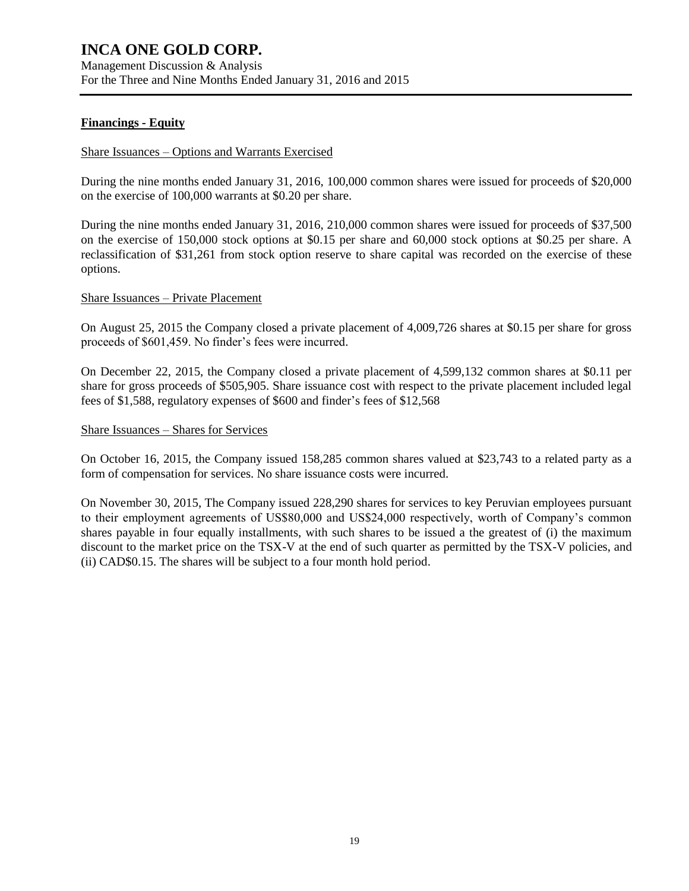## Financings - Equity

Share Issuances – Options and Warrants Exercised

During the nine months ended January 31, 2016, 100,000 common shares were issued for proceeds of $20,000 on the exercise of 100,000 warrants at $0.20 per share.

During the nine months ended January 31, 2016, 210,000 common shares were issued for proceeds of $37,500 on the exercise of 150,000 stock options at $0.15 per share and 60,000 stock options at $0.25 per share. A reclassification of $31,261 from stock option reserve to share capital was recorded on the exercise of these options.

Share Issuances – Private Placement

On August 25, 2015 the Company closed a private placement of 4,009,726 shares at $0.15 per share for gross proceeds of $601,459. No finder's fees were incurred.

On December 22, 2015, the Company closed a private placement of 4,599,132 common shares at $0.11 per share for gross proceeds of $505,905. Share issuance cost with respect to the private placement included legal fees of $1,588, regulatory expenses of $600 and finder's fees of $12,568

Share Issuances – Shares for Services

On October 16, 2015, the Company issued 158,285 common shares valued at $23,743 to a related party as a form of compensation for services. No share issuance costs were incurred.

On November 30, 2015, The Company issued 228,290 shares for services to key Peruvian employees pursuant to their employment agreements of US$80,000 and US$24,000 respectively, worth of Company's common shares payable in four equally installments, with such shares to be issued a the greatest of (i) the maximum discount to the market price on the TSX-V at the end of such quarter as permitted by the TSX-V policies, and (ii) CAD$0.15. The shares will be subject to a four month hold period.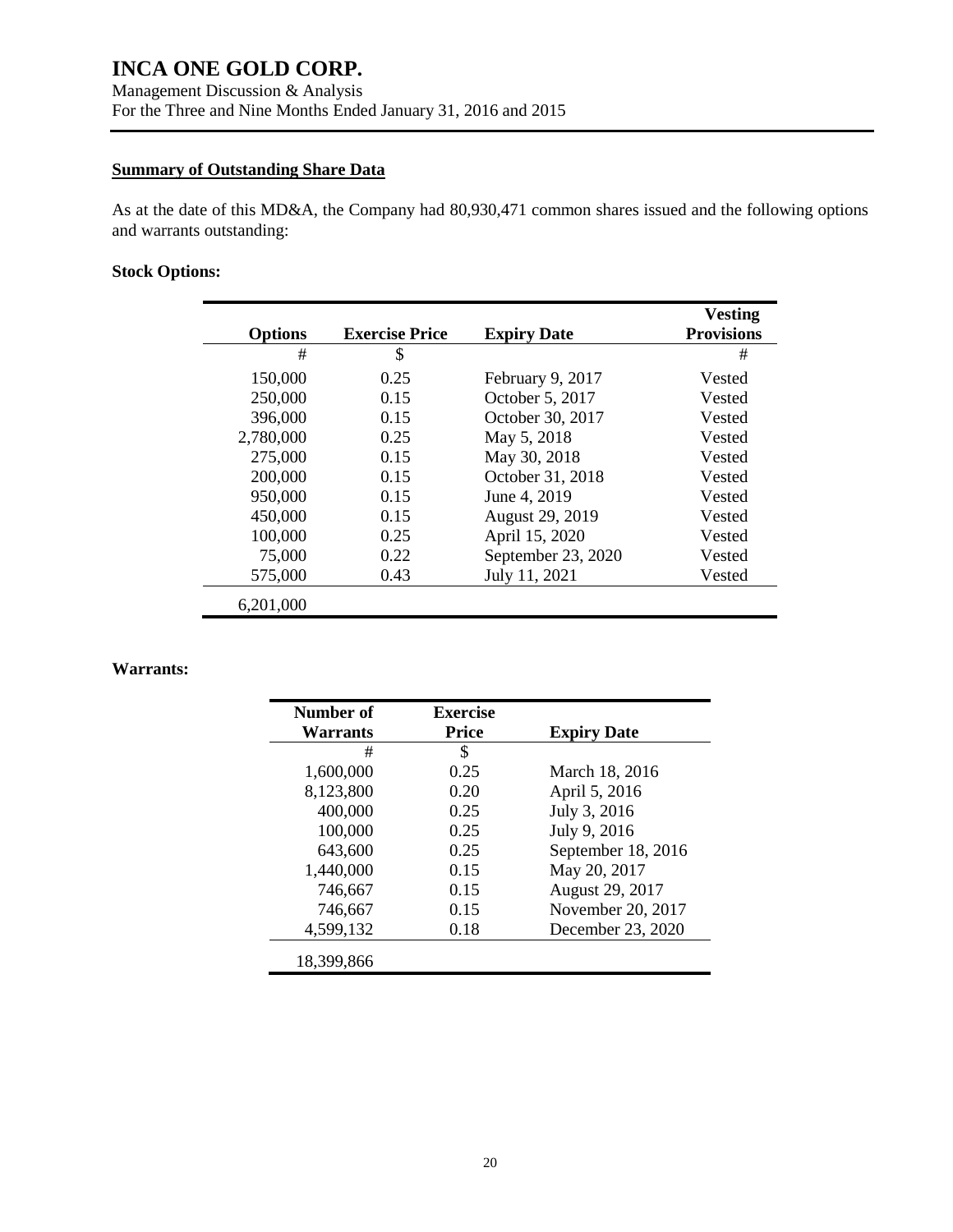## Summary of Outstanding Share Data

As at the date of this MD&A, the Company had 80,930,471 common shares issued and the following options and warrants outstanding:

### Stock Options:

| Options | Exercise Price | Expiry Date | Vesting Provisions |
|---|---|---|---|
| # | $ | | # |
| 150,000 | 0.25 | February 9, 2017 | Vested |
| 250,000 | 0.15 | October 5, 2017 | Vested |
| 396,000 | 0.15 | October 30, 2017 | Vested |
| 2,780,000 | 0.25 | May 5, 2018 | Vested |
| 275,000 | 0.15 | May 30, 2018 | Vested |
| 200,000 | 0.15 | October 31, 2018 | Vested |
| 950,000 | 0.15 | June 4, 2019 | Vested |
| 450,000 | 0.15 | August 29, 2019 | Vested |
| 100,000 | 0.25 | April 15, 2020 | Vested |
| 75,000 | 0.22 | September 23, 2020 | Vested |
| 575,000 | 0.43 | July 11, 2021 | Vested |
| 6,201,000 | | | |

### Warrants:

| Number of Warrants | Exercise Price | Expiry Date |
|---|---|---|
| # | $ | |
| 1,600,000 | 0.25 | March 18, 2016 |
| 8,123,800 | 0.20 | April 5, 2016 |
| 400,000 | 0.25 | July 3, 2016 |
| 100,000 | 0.25 | July 9, 2016 |
| 643,600 | 0.25 | September 18, 2016 |
| 1,440,000 | 0.15 | May 20, 2017 |
| 746,667 | 0.15 | August 29, 2017 |
| 746,667 | 0.15 | November 20, 2017 |
| 4,599,132 | 0.18 | December 23, 2020 |
| 18,399,866 | | |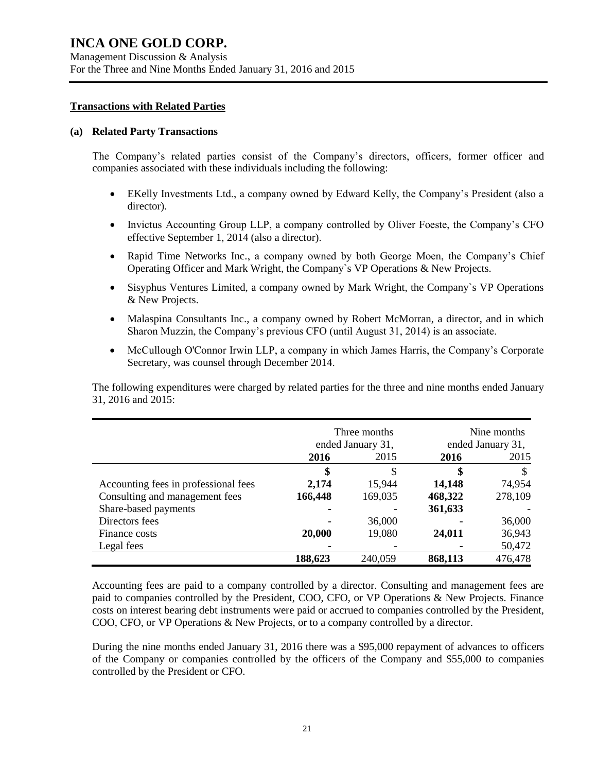## Transactions with Related Parties

### (a) Related Party Transactions

The Company's related parties consist of the Company's directors, officers, former officer and companies associated with these individuals including the following:

- EKelly Investments Ltd., a company owned by Edward Kelly, the Company's President (also a director).
- Invictus Accounting Group LLP, a company controlled by Oliver Foeste, the Company's CFO effective September 1, 2014 (also a director).
- Rapid Time Networks Inc., a company owned by both George Moen, the Company's Chief Operating Officer and Mark Wright, the Company`s VP Operations & New Projects.
- Sisyphus Ventures Limited, a company owned by Mark Wright, the Company`s VP Operations & New Projects.
- Malaspina Consultants Inc., a company owned by Robert McMorran, a director, and in which Sharon Muzzin, the Company's previous CFO (until August 31, 2014) is an associate.
- McCullough O'Connor Irwin LLP, a company in which James Harris, the Company's Corporate Secretary, was counsel through December 2014.

The following expenditures were charged by related parties for the three and nine months ended January 31, 2016 and 2015:

| | Three months ended January 31, | | Nine months ended January 31, | |
|---|---|---|---|---|
| | **2016** | 2015 | **2016** | 2015 |
| | **$** | $ | **$** | $ |
| Accounting fees in professional fees | **2,174** | 15,944 | **14,148** | 74,954 |
| Consulting and management fees | **166,448** | 169,035 | **468,322** | 278,109 |
| Share-based payments | **-** | - | **361,633** | - |
| Directors fees | **-** | 36,000 | **-** | 36,000 |
| Finance costs | **20,000** | 19,080 | **24,011** | 36,943 |
| Legal fees | **-** | - | **-** | 50,472 |
| | **188,623** | 240,059 | **868,113** | 476,478 |

Accounting fees are paid to a company controlled by a director. Consulting and management fees are paid to companies controlled by the President, COO, CFO, or VP Operations & New Projects. Finance costs on interest bearing debt instruments were paid or accrued to companies controlled by the President, COO, CFO, or VP Operations & New Projects, or to a company controlled by a director.

During the nine months ended January 31, 2016 there was a $95,000 repayment of advances to officers of the Company or companies controlled by the officers of the Company and $55,000 to companies controlled by the President or CFO.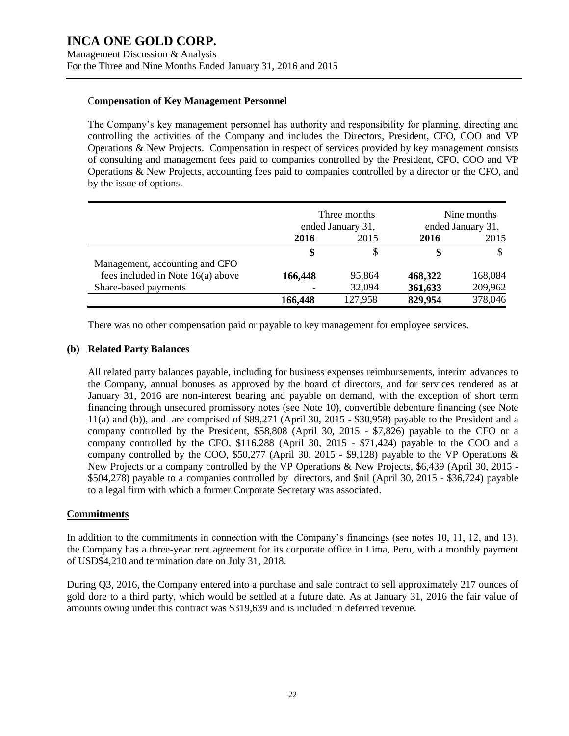### Compensation of Key Management Personnel

The Company's key management personnel has authority and responsibility for planning, directing and controlling the activities of the Company and includes the Directors, President, CFO, COO and VP Operations & New Projects. Compensation in respect of services provided by key management consists of consulting and management fees paid to companies controlled by the President, CFO, COO and VP Operations & New Projects, accounting fees paid to companies controlled by a director or the CFO, and by the issue of options.

| | Three months ended January 31, | | Nine months ended January 31, | |
|---|---|---|---|---|
| | **2016** | 2015 | **2016** | 2015 |
| | **$** | $ | **$** | $ |
| Management, accounting and CFO fees included in Note 16(a) above | **166,448** | 95,864 | **468,322** | 168,084 |
| Share-based payments | **-** | 32,094 | **361,633** | 209,962 |
| | **166,448** | 127,958 | **829,954** | 378,046 |

There was no other compensation paid or payable to key management for employee services.

**(b) Related Party Balances**

All related party balances payable, including for business expenses reimbursements, interim advances to the Company, annual bonuses as approved by the board of directors, and for services rendered as at January 31, 2016 are non-interest bearing and payable on demand, with the exception of short term financing through unsecured promissory notes (see Note 10), convertible debenture financing (see Note 11(a) and (b)), and are comprised of $89,271 (April 30, 2015 - $30,958) payable to the President and a company controlled by the President, $58,808 (April 30, 2015 - $7,826) payable to the CFO or a company controlled by the CFO, $116,288 (April 30, 2015 - $71,424) payable to the COO and a company controlled by the COO, $50,277 (April 30, 2015 - $9,128) payable to the VP Operations & New Projects or a company controlled by the VP Operations & New Projects, $6,439 (April 30, 2015 - $504,278) payable to a companies controlled by directors, and $nil (April 30, 2015 - $36,724) payable to a legal firm with which a former Corporate Secretary was associated.

## Commitments

In addition to the commitments in connection with the Company's financings (see notes 10, 11, 12, and 13), the Company has a three-year rent agreement for its corporate office in Lima, Peru, with a monthly payment of USD$4,210 and termination date on July 31, 2018.

During Q3, 2016, the Company entered into a purchase and sale contract to sell approximately 217 ounces of gold dore to a third party, which would be settled at a future date. As at January 31, 2016 the fair value of amounts owing under this contract was $319,639 and is included in deferred revenue.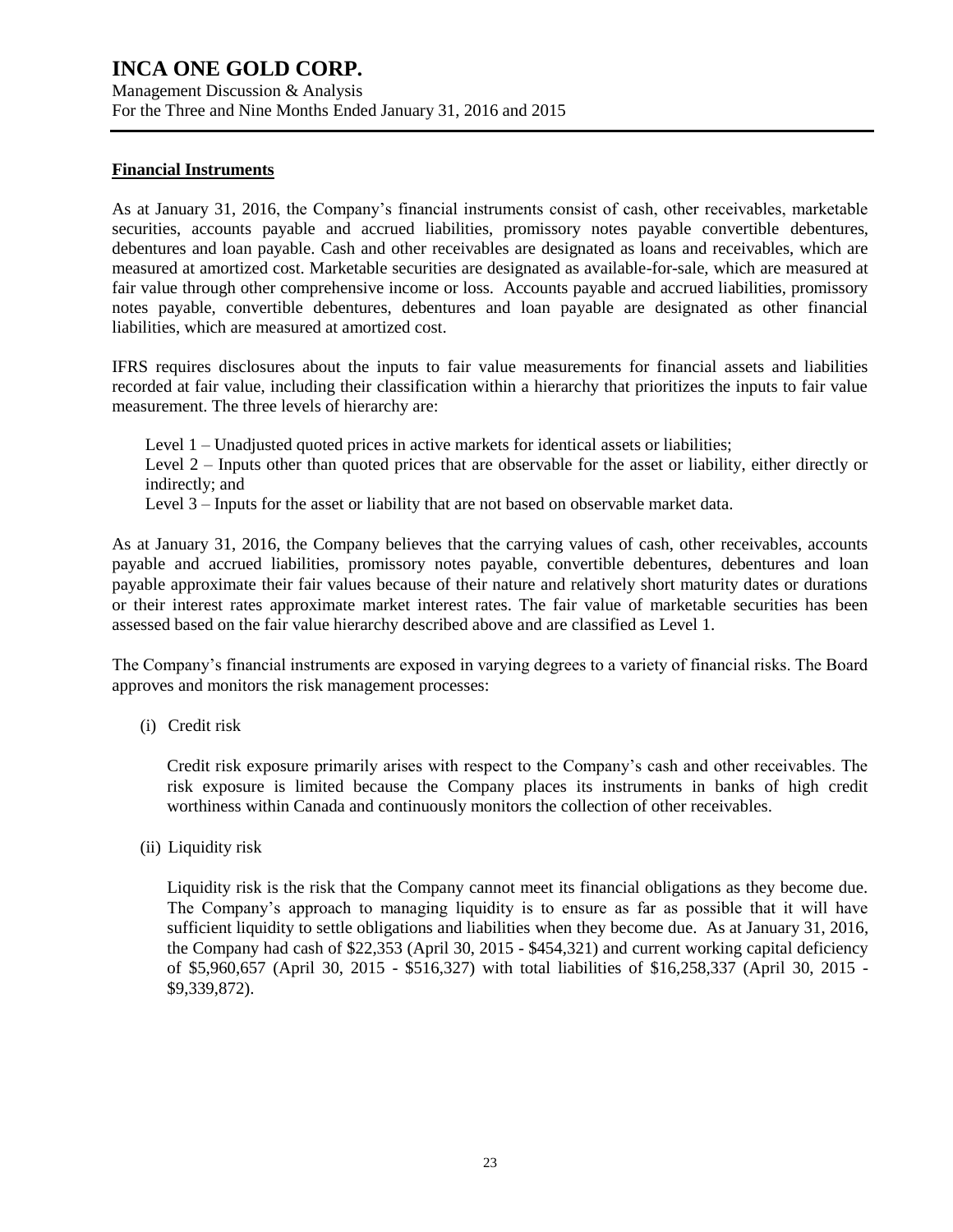## Financial Instruments

As at January 31, 2016, the Company's financial instruments consist of cash, other receivables, marketable securities, accounts payable and accrued liabilities, promissory notes payable convertible debentures, debentures and loan payable. Cash and other receivables are designated as loans and receivables, which are measured at amortized cost. Marketable securities are designated as available-for-sale, which are measured at fair value through other comprehensive income or loss. Accounts payable and accrued liabilities, promissory notes payable, convertible debentures, debentures and loan payable are designated as other financial liabilities, which are measured at amortized cost.

IFRS requires disclosures about the inputs to fair value measurements for financial assets and liabilities recorded at fair value, including their classification within a hierarchy that prioritizes the inputs to fair value measurement. The three levels of hierarchy are:

Level 1 – Unadjusted quoted prices in active markets for identical assets or liabilities;
Level 2 – Inputs other than quoted prices that are observable for the asset or liability, either directly or indirectly; and
Level 3 – Inputs for the asset or liability that are not based on observable market data.

As at January 31, 2016, the Company believes that the carrying values of cash, other receivables, accounts payable and accrued liabilities, promissory notes payable, convertible debentures, debentures and loan payable approximate their fair values because of their nature and relatively short maturity dates or durations or their interest rates approximate market interest rates. The fair value of marketable securities has been assessed based on the fair value hierarchy described above and are classified as Level 1.

The Company's financial instruments are exposed in varying degrees to a variety of financial risks. The Board approves and monitors the risk management processes:

(i) Credit risk

Credit risk exposure primarily arises with respect to the Company's cash and other receivables. The risk exposure is limited because the Company places its instruments in banks of high credit worthiness within Canada and continuously monitors the collection of other receivables.

(ii) Liquidity risk

Liquidity risk is the risk that the Company cannot meet its financial obligations as they become due. The Company's approach to managing liquidity is to ensure as far as possible that it will have sufficient liquidity to settle obligations and liabilities when they become due. As at January 31, 2016, the Company had cash of $22,353 (April 30, 2015 - $454,321) and current working capital deficiency of $5,960,657 (April 30, 2015 - $516,327) with total liabilities of $16,258,337 (April 30, 2015 - $9,339,872).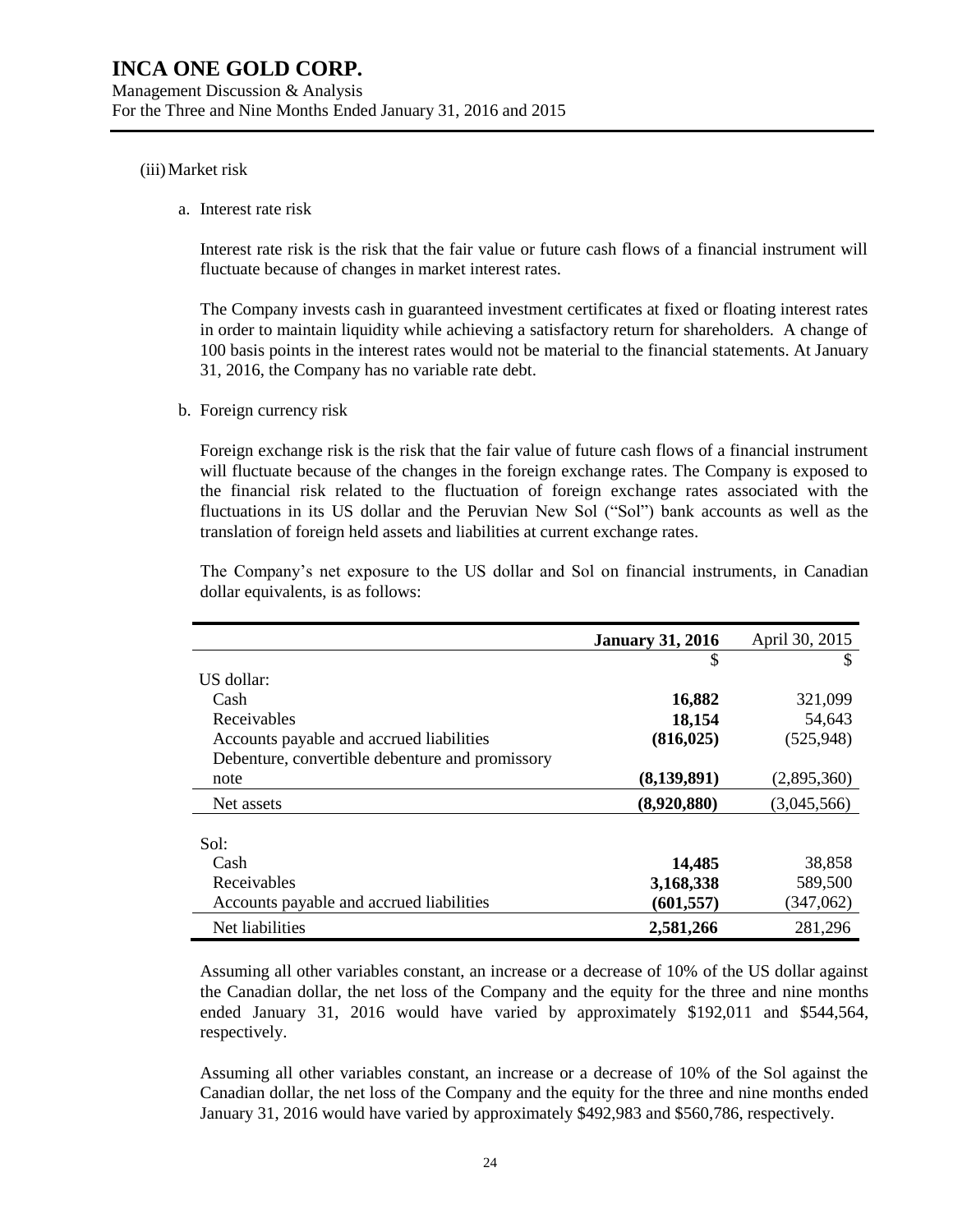(iii) Market risk

a. Interest rate risk

Interest rate risk is the risk that the fair value or future cash flows of a financial instrument will fluctuate because of changes in market interest rates.

The Company invests cash in guaranteed investment certificates at fixed or floating interest rates in order to maintain liquidity while achieving a satisfactory return for shareholders. A change of 100 basis points in the interest rates would not be material to the financial statements. At January 31, 2016, the Company has no variable rate debt.

b. Foreign currency risk

Foreign exchange risk is the risk that the fair value of future cash flows of a financial instrument will fluctuate because of the changes in the foreign exchange rates. The Company is exposed to the financial risk related to the fluctuation of foreign exchange rates associated with the fluctuations in its US dollar and the Peruvian New Sol ("Sol") bank accounts as well as the translation of foreign held assets and liabilities at current exchange rates.

The Company's net exposure to the US dollar and Sol on financial instruments, in Canadian dollar equivalents, is as follows:

| | **January 31, 2016** | April 30, 2015 |
|---|---|---|
| | $ | $ |
| US dollar: | | |
| Cash | **16,882** | 321,099 |
| Receivables | **18,154** | 54,643 |
| Accounts payable and accrued liabilities | **(816,025)** | (525,948) |
| Debenture, convertible debenture and promissory note | **(8,139,891)** | (2,895,360) |
| Net assets | **(8,920,880)** | (3,045,566) |
| Sol: | | |
| Cash | **14,485** | 38,858 |
| Receivables | **3,168,338** | 589,500 |
| Accounts payable and accrued liabilities | **(601,557)** | (347,062) |
| Net liabilities | **2,581,266** | 281,296 |

Assuming all other variables constant, an increase or a decrease of 10% of the US dollar against the Canadian dollar, the net loss of the Company and the equity for the three and nine months ended January 31, 2016 would have varied by approximately $192,011 and $544,564, respectively.

Assuming all other variables constant, an increase or a decrease of 10% of the Sol against the Canadian dollar, the net loss of the Company and the equity for the three and nine months ended January 31, 2016 would have varied by approximately $492,983 and $560,786, respectively.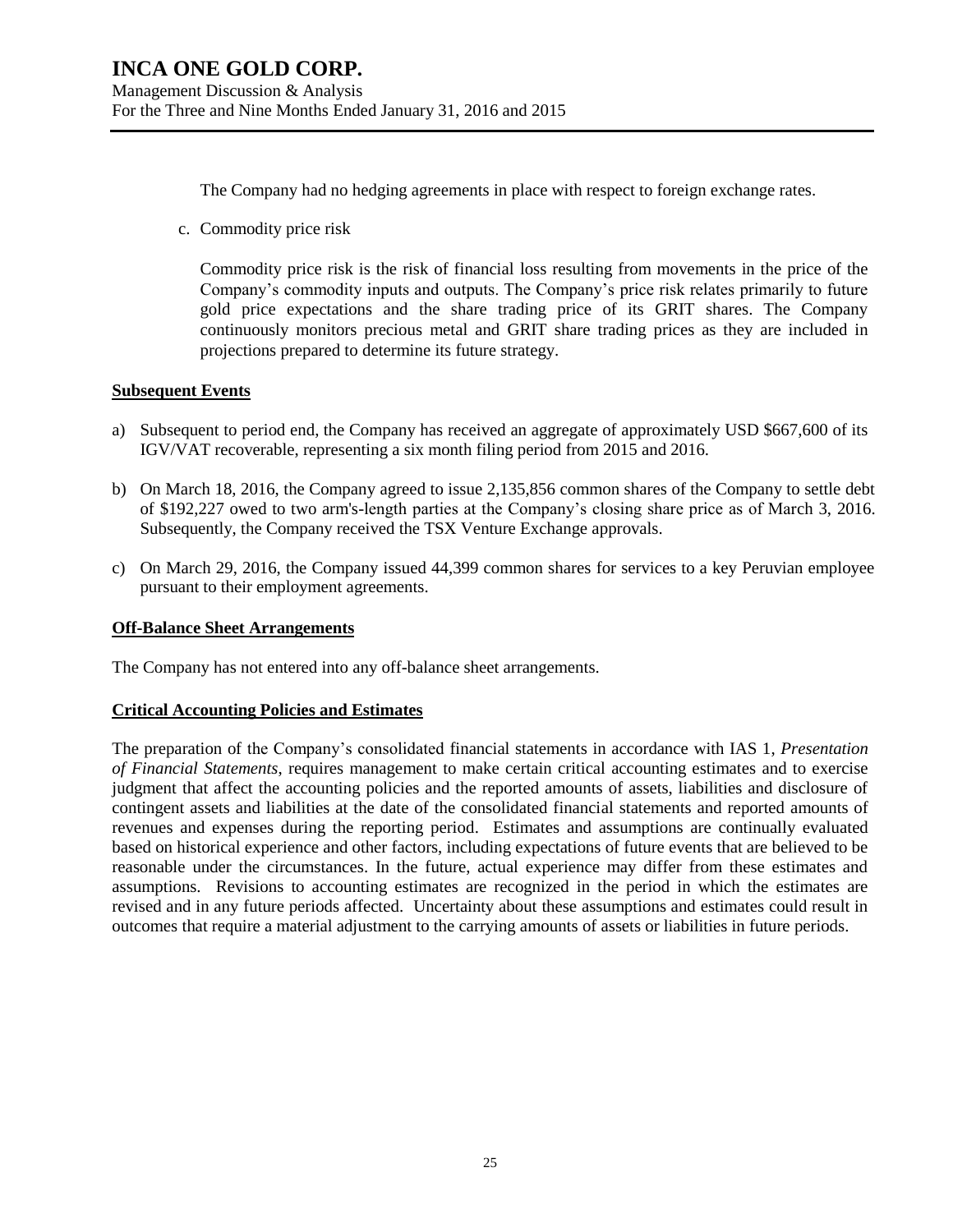The Company had no hedging agreements in place with respect to foreign exchange rates.

c. Commodity price risk

Commodity price risk is the risk of financial loss resulting from movements in the price of the Company's commodity inputs and outputs. The Company's price risk relates primarily to future gold price expectations and the share trading price of its GRIT shares. The Company continuously monitors precious metal and GRIT share trading prices as they are included in projections prepared to determine its future strategy.

## Subsequent Events

a) Subsequent to period end, the Company has received an aggregate of approximately USD $667,600 of its IGV/VAT recoverable, representing a six month filing period from 2015 and 2016.

b) On March 18, 2016, the Company agreed to issue 2,135,856 common shares of the Company to settle debt of $192,227 owed to two arm's-length parties at the Company's closing share price as of March 3, 2016. Subsequently, the Company received the TSX Venture Exchange approvals.

c) On March 29, 2016, the Company issued 44,399 common shares for services to a key Peruvian employee pursuant to their employment agreements.

## Off-Balance Sheet Arrangements

The Company has not entered into any off-balance sheet arrangements.

## Critical Accounting Policies and Estimates

The preparation of the Company's consolidated financial statements in accordance with IAS 1, *Presentation of Financial Statements*, requires management to make certain critical accounting estimates and to exercise judgment that affect the accounting policies and the reported amounts of assets, liabilities and disclosure of contingent assets and liabilities at the date of the consolidated financial statements and reported amounts of revenues and expenses during the reporting period. Estimates and assumptions are continually evaluated based on historical experience and other factors, including expectations of future events that are believed to be reasonable under the circumstances. In the future, actual experience may differ from these estimates and assumptions. Revisions to accounting estimates are recognized in the period in which the estimates are revised and in any future periods affected. Uncertainty about these assumptions and estimates could result in outcomes that require a material adjustment to the carrying amounts of assets or liabilities in future periods.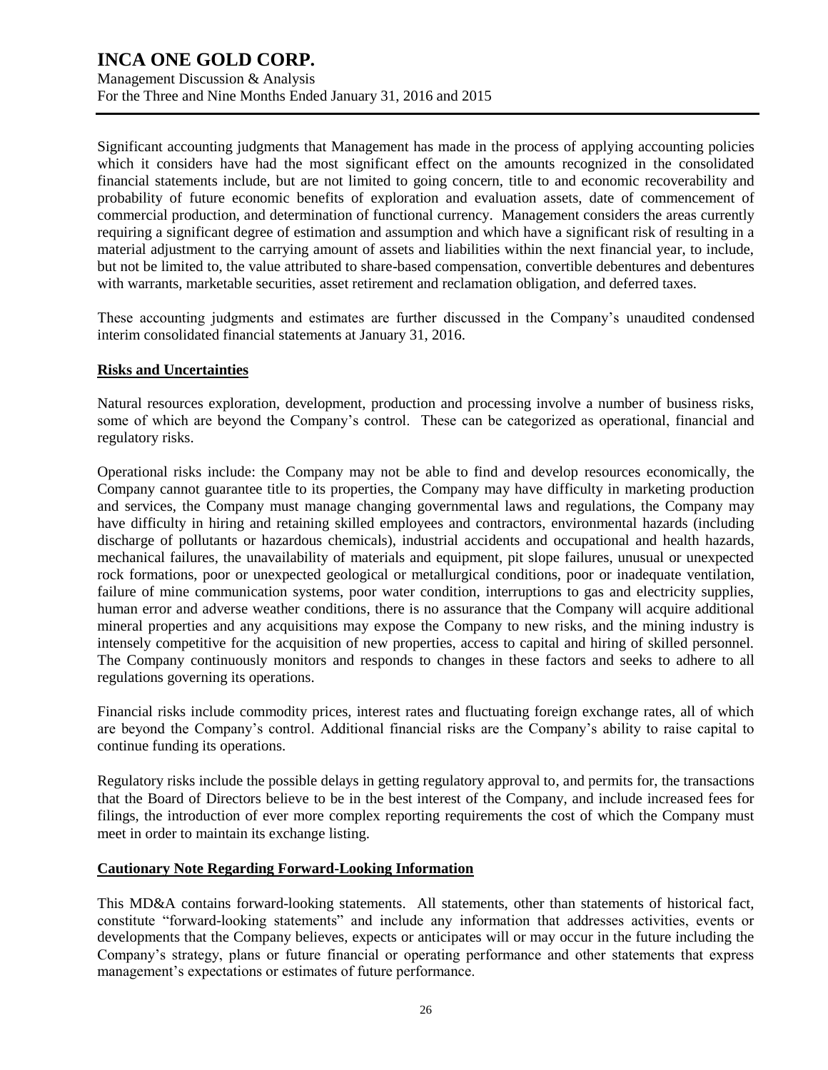Significant accounting judgments that Management has made in the process of applying accounting policies which it considers have had the most significant effect on the amounts recognized in the consolidated financial statements include, but are not limited to going concern, title to and economic recoverability and probability of future economic benefits of exploration and evaluation assets, date of commencement of commercial production, and determination of functional currency. Management considers the areas currently requiring a significant degree of estimation and assumption and which have a significant risk of resulting in a material adjustment to the carrying amount of assets and liabilities within the next financial year, to include, but not be limited to, the value attributed to share-based compensation, convertible debentures and debentures with warrants, marketable securities, asset retirement and reclamation obligation, and deferred taxes.

These accounting judgments and estimates are further discussed in the Company's unaudited condensed interim consolidated financial statements at January 31, 2016.

## Risks and Uncertainties

Natural resources exploration, development, production and processing involve a number of business risks, some of which are beyond the Company's control. These can be categorized as operational, financial and regulatory risks.

Operational risks include: the Company may not be able to find and develop resources economically, the Company cannot guarantee title to its properties, the Company may have difficulty in marketing production and services, the Company must manage changing governmental laws and regulations, the Company may have difficulty in hiring and retaining skilled employees and contractors, environmental hazards (including discharge of pollutants or hazardous chemicals), industrial accidents and occupational and health hazards, mechanical failures, the unavailability of materials and equipment, pit slope failures, unusual or unexpected rock formations, poor or unexpected geological or metallurgical conditions, poor or inadequate ventilation, failure of mine communication systems, poor water condition, interruptions to gas and electricity supplies, human error and adverse weather conditions, there is no assurance that the Company will acquire additional mineral properties and any acquisitions may expose the Company to new risks, and the mining industry is intensely competitive for the acquisition of new properties, access to capital and hiring of skilled personnel. The Company continuously monitors and responds to changes in these factors and seeks to adhere to all regulations governing its operations.

Financial risks include commodity prices, interest rates and fluctuating foreign exchange rates, all of which are beyond the Company's control. Additional financial risks are the Company's ability to raise capital to continue funding its operations.

Regulatory risks include the possible delays in getting regulatory approval to, and permits for, the transactions that the Board of Directors believe to be in the best interest of the Company, and include increased fees for filings, the introduction of ever more complex reporting requirements the cost of which the Company must meet in order to maintain its exchange listing.

## Cautionary Note Regarding Forward-Looking Information

This MD&A contains forward-looking statements. All statements, other than statements of historical fact, constitute "forward-looking statements" and include any information that addresses activities, events or developments that the Company believes, expects or anticipates will or may occur in the future including the Company's strategy, plans or future financial or operating performance and other statements that express management's expectations or estimates of future performance.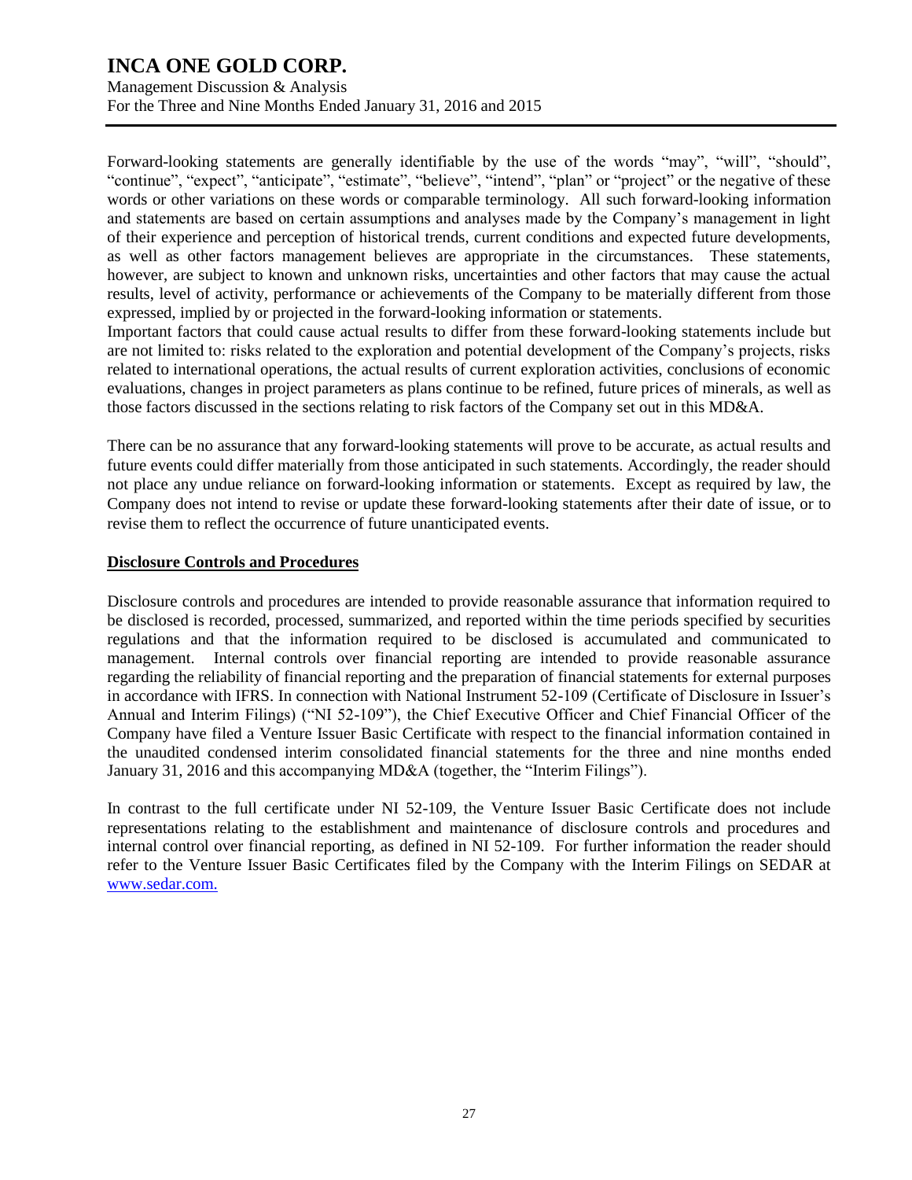Forward-looking statements are generally identifiable by the use of the words "may", "will", "should", "continue", "expect", "anticipate", "estimate", "believe", "intend", "plan" or "project" or the negative of these words or other variations on these words or comparable terminology. All such forward-looking information and statements are based on certain assumptions and analyses made by the Company's management in light of their experience and perception of historical trends, current conditions and expected future developments, as well as other factors management believes are appropriate in the circumstances. These statements, however, are subject to known and unknown risks, uncertainties and other factors that may cause the actual results, level of activity, performance or achievements of the Company to be materially different from those expressed, implied by or projected in the forward-looking information or statements.
Important factors that could cause actual results to differ from these forward-looking statements include but are not limited to: risks related to the exploration and potential development of the Company's projects, risks related to international operations, the actual results of current exploration activities, conclusions of economic evaluations, changes in project parameters as plans continue to be refined, future prices of minerals, as well as those factors discussed in the sections relating to risk factors of the Company set out in this MD&A.

There can be no assurance that any forward-looking statements will prove to be accurate, as actual results and future events could differ materially from those anticipated in such statements. Accordingly, the reader should not place any undue reliance on forward-looking information or statements. Except as required by law, the Company does not intend to revise or update these forward-looking statements after their date of issue, or to revise them to reflect the occurrence of future unanticipated events.

## Disclosure Controls and Procedures

Disclosure controls and procedures are intended to provide reasonable assurance that information required to be disclosed is recorded, processed, summarized, and reported within the time periods specified by securities regulations and that the information required to be disclosed is accumulated and communicated to management. Internal controls over financial reporting are intended to provide reasonable assurance regarding the reliability of financial reporting and the preparation of financial statements for external purposes in accordance with IFRS. In connection with National Instrument 52-109 (Certificate of Disclosure in Issuer's Annual and Interim Filings) ("NI 52-109"), the Chief Executive Officer and Chief Financial Officer of the Company have filed a Venture Issuer Basic Certificate with respect to the financial information contained in the unaudited condensed interim consolidated financial statements for the three and nine months ended January 31, 2016 and this accompanying MD&A (together, the "Interim Filings").

In contrast to the full certificate under NI 52-109, the Venture Issuer Basic Certificate does not include representations relating to the establishment and maintenance of disclosure controls and procedures and internal control over financial reporting, as defined in NI 52-109. For further information the reader should refer to the Venture Issuer Basic Certificates filed by the Company with the Interim Filings on SEDAR at www.sedar.com.